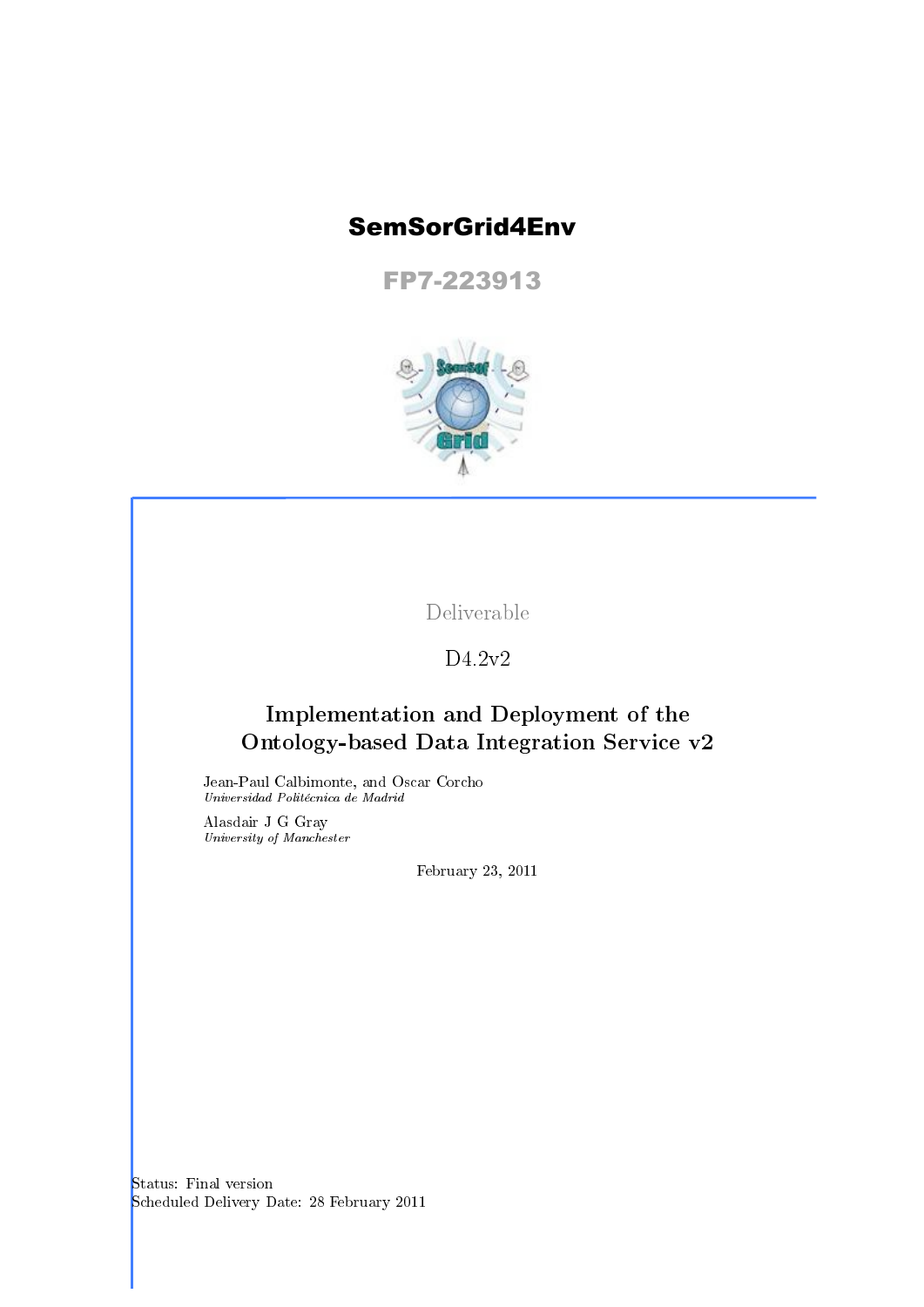# SemSorGrid4Env

## FP7-223913

Deliverable

D4.2v2

## Implementation and Deployment of the Ontology-based Data Integration Service v2

Jean-Paul Calbimonte, and Oscar Corcho
*Universidad Politécnica de Madrid*

Alasdair J G Gray
*University of Manchester*

February 23, 2011

Status: Final version
Scheduled Delivery Date: 28 February 2011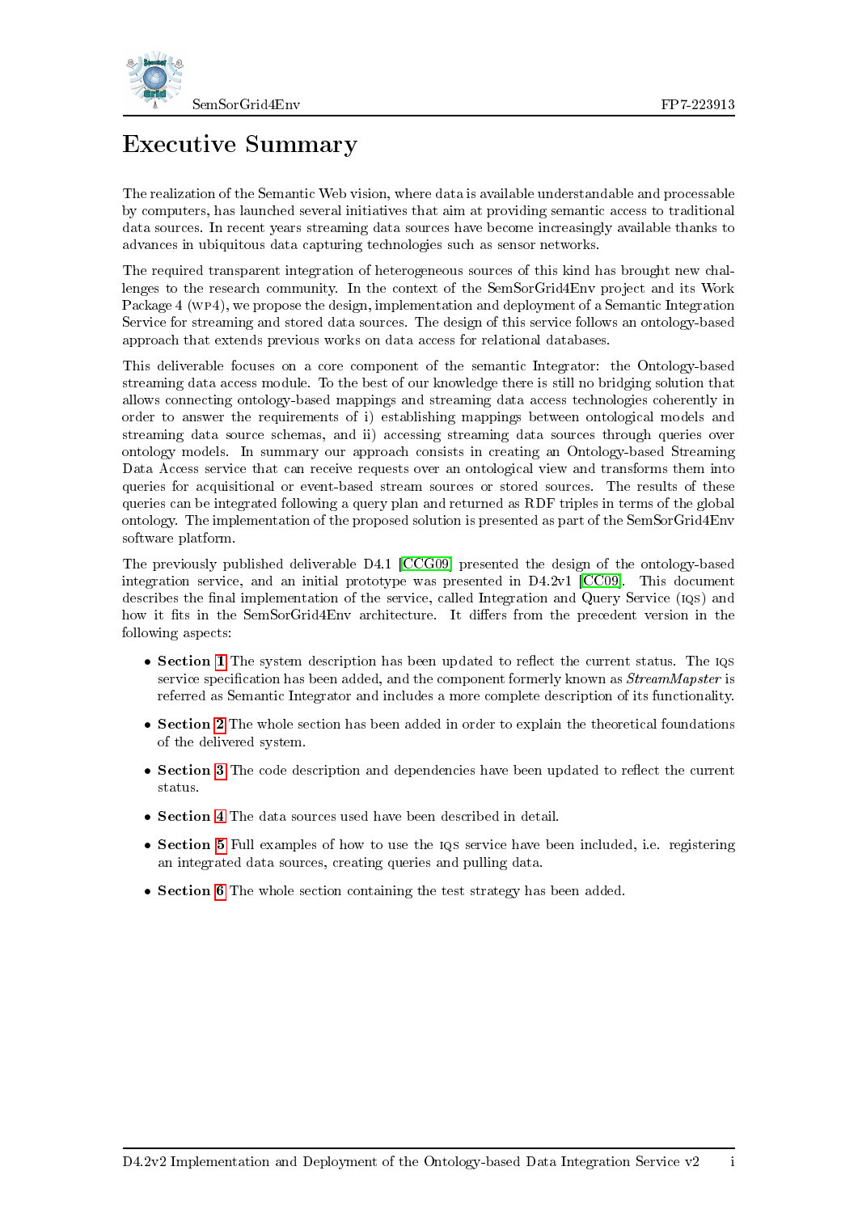// Executive Summary

The realization of the Semantic Web vision, where data is available understandable and processable by computers, has launched several initiatives that aim at providing semantic access to traditional data sources. In recent years streaming data sources have become increasingly available thanks to advances in ubiquitous data capturing technologies such as sensor networks.

The required transparent integration of heterogeneous sources of this kind has brought new challenges to the research community. In the context of the SemSorGrid4Env project and its Work Package 4 (WP4), we propose the design, implementation and deployment of a Semantic Integration Service for streaming and stored data sources. The design of this service follows an ontology-based approach that extends previous works on data access for relational databases.

This deliverable focuses on a core component of the semantic Integrator: the Ontology-based streaming data access module. To the best of our knowledge there is still no bridging solution that allows connecting ontology-based mappings and streaming data access technologies coherently in order to answer the requirements of i) establishing mappings between ontological models and streaming data source schemas, and ii) accessing streaming data sources through queries over ontology models. In summary our approach consists in creating an Ontology-based Streaming Data Access service that can receive requests over an ontological view and transforms them into queries for acquisitional or event-based stream sources or stored sources. The results of these queries can be integrated following a query plan and returned as RDF triples in terms of the global ontology. The implementation of the proposed solution is presented as part of the SemSorGrid4Env software platform.

The previously published deliverable D4.1 [CCG09] presented the design of the ontology-based integration service, and an initial prototype was presented in D4.2v1 [CC09]. This document describes the final implementation of the service, called Integration and Query Service (IQS) and how it fits in the SemSorGrid4Env architecture. It differs from the precedent version in the following aspects:

- **Section 1** The system description has been updated to reflect the current status. The IQS service specification has been added, and the component formerly known as *StreamMapster* is referred as Semantic Integrator and includes a more complete description of its functionality.
- **Section 2** The whole section has been added in order to explain the theoretical foundations of the delivered system.
- **Section 3** The code description and dependencies have been updated to reflect the current status.
- **Section 4** The data sources used have been described in detail.
- **Section 5** Full examples of how to use the IQS service have been included, i.e. registering an integrated data sources, creating queries and pulling data.
- **Section 6** The whole section containing the test strategy has been added.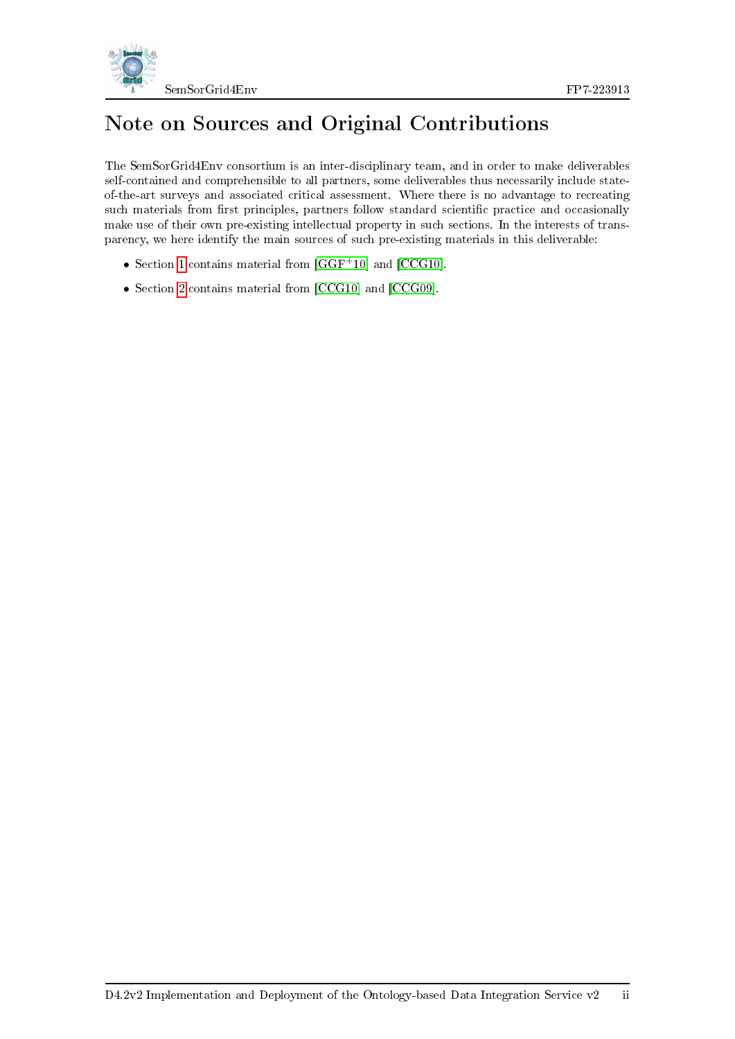# Note on Sources and Original Contributions

The SemSorGrid4Env consortium is an inter-disciplinary team, and in order to make deliverables self-contained and comprehensible to all partners, some deliverables thus necessarily include state-of-the-art surveys and associated critical assessment. Where there is no advantage to recreating such materials from first principles, partners follow standard scientific practice and occasionally make use of their own pre-existing intellectual property in such sections. In the interests of transparency, we here identify the main sources of such pre-existing materials in this deliverable:

- Section 1 contains material from [GGF+10] and [CCG10].
- Section 2 contains material from [CCG10] and [CCG09].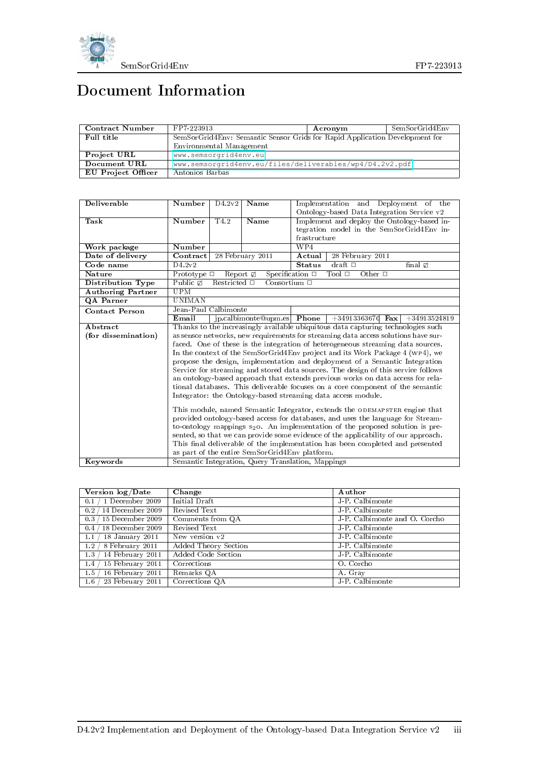# Document Information

| Contract Number | FP7-223913 | Acronym | SemSorGrid4Env |
|---|---|---|---|
| **Full title** | SemSorGrid4Env: Semantic Sensor Grids for Rapid Application Development for Environmental Management | | |
| **Project URL** | www.semsorgrid4env.eu | | |
| **Document URL** | www.semsorgrid4env.eu/files/deliverables/wp4/D4.2v2.pdf | | |
| **EU Project Officer** | Antonios Barbas | | |

| Deliverable | Number | D4.2v2 | Name | Implementation and Deployment of the Ontology-based Data Integration Service v2 | | | |
|---|---|---|---|---|---|---|---|
| **Task** | **Number** | T4.2 | **Name** | Implement and deploy the Ontology-based integration model in the SemSorGrid4Env infrastructure | | | |
| **Work package** | **Number** | | | WP4 | | | |
| **Date of delivery** | **Contract** | 28 February 2011 | | **Actual** | 28 February 2011 | | |
| **Code name** | D4.2v2 | | | **Status** | draft ☐ | final ☑ | |
| **Nature** | Prototype ☐ Report ☑ Specification ☐ Tool ☐ Other ☐ | | | | | | |
| **Distribution Type** | Public ☑ Restricted ☐ Consortium ☐ | | | | | | |
| **Authoring Partner** | UPM | | | | | | |
| **QA Parner** | UNIMAN | | | | | | |
| **Contact Person** | Jean-Paul Calbimonte | | | | | | |
| | **Email** | jp.calbimonte@upm.es | | **Phone** | +34913363670 | **Fax** | +34913524819 |
| **Abstract (for dissemination)** | Thanks to the increasingly available ubiquitous data capturing technologies such as sensor networks, new requirements for streaming data access solutions have surfaced. One of these is the integration of heterogeneous streaming data sources. In the context of the SemSorGrid4Env project and its Work Package 4 (WP4), we propose the design, implementation and deployment of a Semantic Integration Service for streaming and stored data sources. The design of this service follows an ontology-based approach that extends previous works on data access for relational databases. This deliverable focuses on a core component of the semantic Integrator: the Ontology-based streaming data access module. <br><br> This module, named Semantic Integrator, extends the ODEMAPSTER engine that provided ontology-based access for databases, and uses the language for Stream-to-ontology mappings $S_2O$. An implementation of the proposed solution is presented, so that we can provide some evidence of the applicability of our approach. This final deliverable of the implementation has been completed and presented as part of the entire SemSorGrid4Env platform. | | | | | | |
| **Keywords** | Semantic Integration, Query Translation, Mappings | | | | | | |

| Version log/Date | Change | Author |
|---|---|---|
| 0.1 / 1 December 2009 | Initial Draft | J-P. Calbimonte |
| 0.2 / 14 December 2009 | Revised Text | J-P. Calbimonte |
| 0.3 / 15 December 2009 | Comments from QA | J-P. Calbimonte and O. Corcho |
| 0.4 / 18 December 2009 | Revised Text | J-P. Calbimonte |
| 1.1 / 18 January 2011 | New version v2 | J-P. Calbimonte |
| 1.2 / 8 February 2011 | Added Theory Section | J-P. Calbimonte |
| 1.3 / 14 February 2011 | Added Code Section | J-P. Calbimonte |
| 1.4 / 15 February 2011 | Corrections | O. Corcho |
| 1.5 / 16 February 2011 | Remarks QA | A. Gray |
| 1.6 / 23 February 2011 | Corrections QA | J-P. Calbimonte |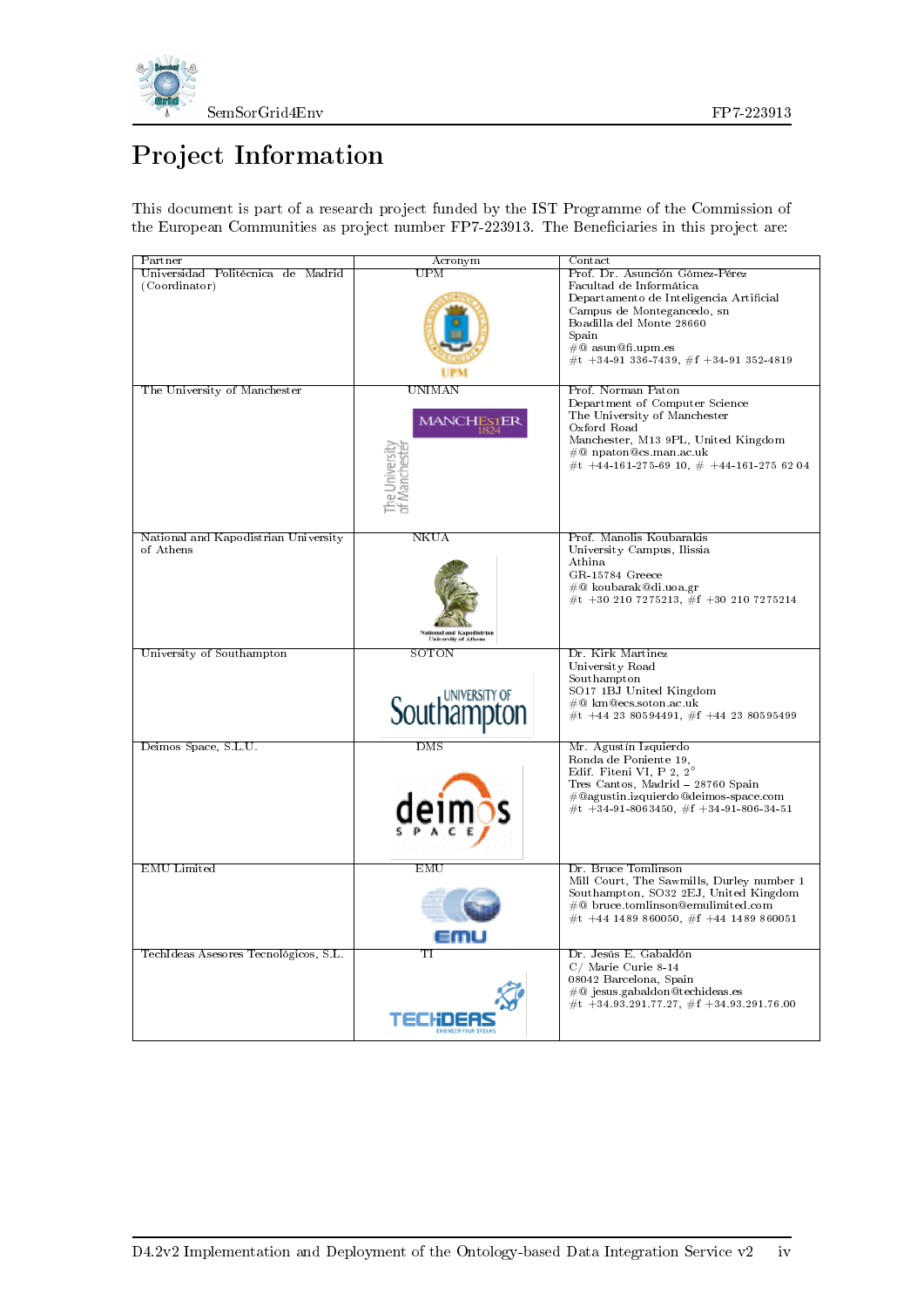# Project Information

This document is part of a research project funded by the IST Programme of the Commission of the European Communities as project number FP7-223913. The Beneficiaries in this project are:

| Partner | Acronym | Contact |
|---|---|---|
| Universidad Politécnica de Madrid (Coordinator) | UPM | Prof. Dr. Asunción Gómez-Pérez<br>Facultad de Informática<br>Departamento de Inteligencia Artificial<br>Campus de Montegancedo, sn<br>Boadilla del Monte 28660<br>Spain<br>#@ asun@fi.upm.es<br>#t +34-91 336-7439, #f +34-91 352-4819 |
| The University of Manchester | UNIMAN | Prof. Norman Paton<br>Department of Computer Science<br>The University of Manchester<br>Oxford Road<br>Manchester, M13 9PL, United Kingdom<br>#@ npaton@cs.man.ac.uk<br>#t +44-161-275-69 10, # +44-161-275 62 04 |
| National and Kapodistrian University of Athens | NKUA | Prof. Manolis Koubarakis<br>University Campus, Ilissia<br>Athina<br>GR-15784 Greece<br>#@ koubarak@di.uoa.gr<br>#t +30 210 7275213, #f +30 210 7275214 |
| University of Southampton | SOTON | Dr. Kirk Martinez<br>University Road<br>Southampton<br>SO17 1BJ United Kingdom<br>#@ km@ecs.soton.ac.uk<br>#t +44 23 80594491, #f +44 23 80595499 |
| Deimos Space, S.L.U. | DMS | Mr. Agustín Izquierdo<br>Ronda de Poniente 19,<br>Edif. Fiteni VI, P 2, 2°<br>Tres Cantos, Madrid – 28760 Spain<br>#@agustin.izquierdo@deimos-space.com<br>#t +34-91-8063450, #f +34-91-806-34-51 |
| EMU Limited | EMU | Dr. Bruce Tomlinson<br>Mill Court, The Sawmills, Durley number 1<br>Southampton, SO32 2EJ, United Kingdom<br>#@ bruce.tomlinson@emulimited.com<br>#t +44 1489 860050, #f +44 1489 860051 |
| TechIdeas Asesores Tecnológicos, S.L. | TI | Dr. Jesús E. Gabaldón<br>C/ Marie Curie 8-14<br>08042 Barcelona, Spain<br>#@ jesus.gabaldon@techideas.es<br>#t +34.93.291.77.27, #f +34.93.291.76.00 |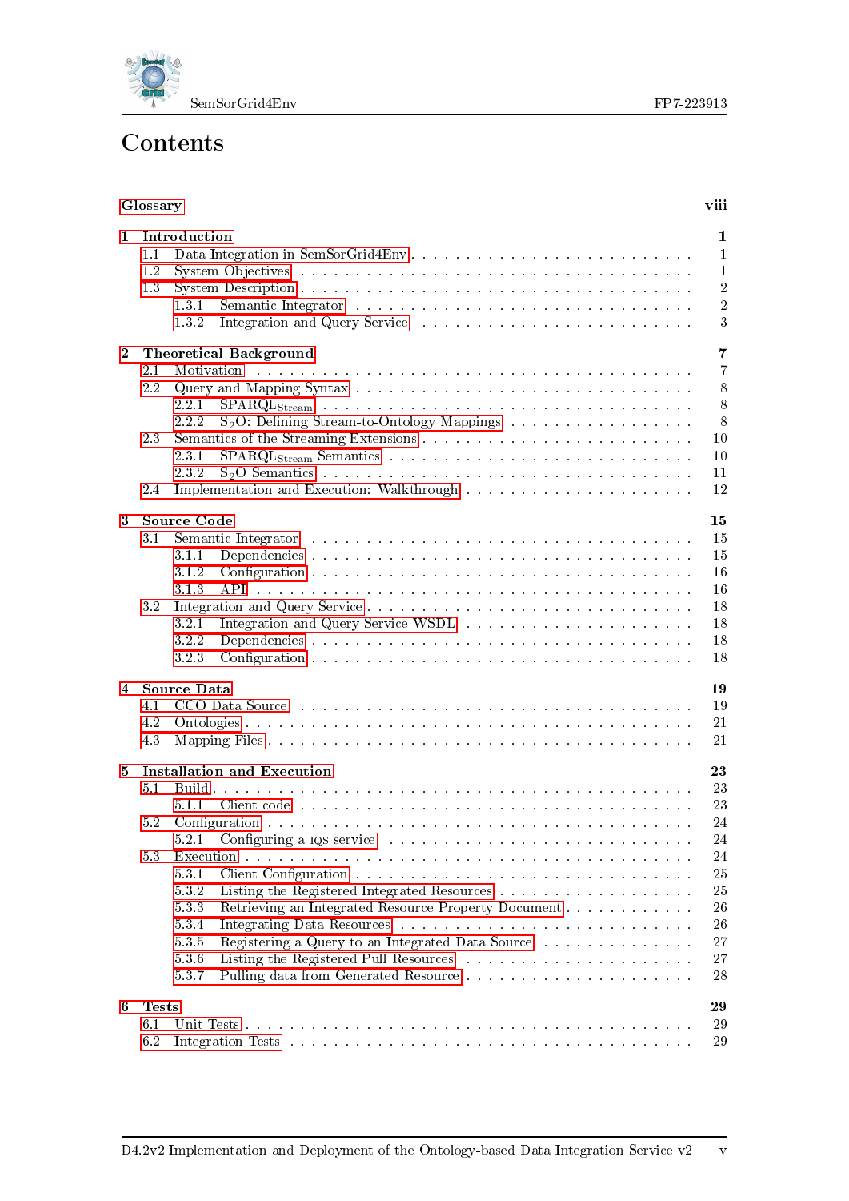# Contents

**Glossary** viii

**1 Introduction** **1**
- 1.1 Data Integration in SemSorGrid4Env . . . 1
- 1.2 System Objectives . . . 1
- 1.3 System Description . . . 2
  - 1.3.1 Semantic Integrator . . . 2
  - 1.3.2 Integration and Query Service . . . 3

**2 Theoretical Background** **7**
- 2.1 Motivation . . . 7
- 2.2 Query and Mapping Syntax . . . 8
  - 2.2.1 $\text{SPARQL}_{\text{Stream}}$ . . . 8
  - 2.2.2 $S_2O$: Defining Stream-to-Ontology Mappings . . . 8
- 2.3 Semantics of the Streaming Extensions . . . 10
  - 2.3.1 $\text{SPARQL}_{\text{Stream}}$ Semantics . . . 10
  - 2.3.2 $S_2O$ Semantics . . . 11
- 2.4 Implementation and Execution: Walkthrough . . . 12

**3 Source Code** **15**
- 3.1 Semantic Integrator . . . 15
  - 3.1.1 Dependencies . . . 15
  - 3.1.2 Configuration . . . 16
  - 3.1.3 API . . . 16
- 3.2 Integration and Query Service . . . 18
  - 3.2.1 Integration and Query Service WSDL . . . 18
  - 3.2.2 Dependencies . . . 18
  - 3.2.3 Configuration . . . 18

**4 Source Data** **19**
- 4.1 CCO Data Source . . . 19
- 4.2 Ontologies . . . 21
- 4.3 Mapping Files . . . 21

**5 Installation and Execution** **23**
- 5.1 Build . . . 23
  - 5.1.1 Client code . . . 23
- 5.2 Configuration . . . 24
  - 5.2.1 Configuring a IQS service . . . 24
- 5.3 Execution . . . 24
  - 5.3.1 Client Configuration . . . 25
  - 5.3.2 Listing the Registered Integrated Resources . . . 25
  - 5.3.3 Retrieving an Integrated Resource Property Document . . . 26
  - 5.3.4 Integrating Data Resources . . . 26
  - 5.3.5 Registering a Query to an Integrated Data Source . . . 27
  - 5.3.6 Listing the Registered Pull Resources . . . 27
  - 5.3.7 Pulling data from Generated Resource . . . 28

**6 Tests** **29**
- 6.1 Unit Tests . . . 29
- 6.2 Integration Tests . . . 29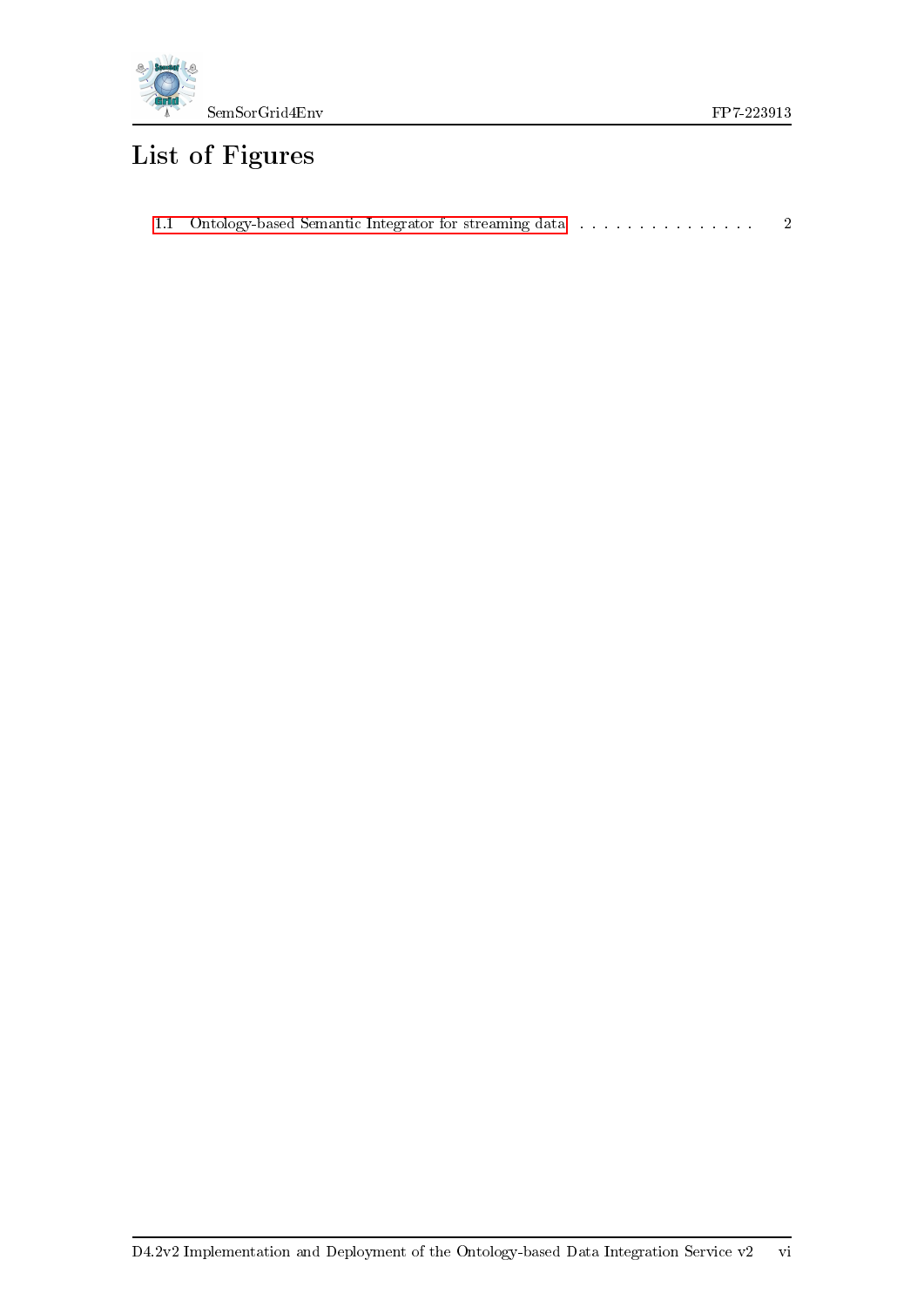# List of Figures

1.1 Ontology-based Semantic Integrator for streaming data . . . . . . . . . . . . . . . . 2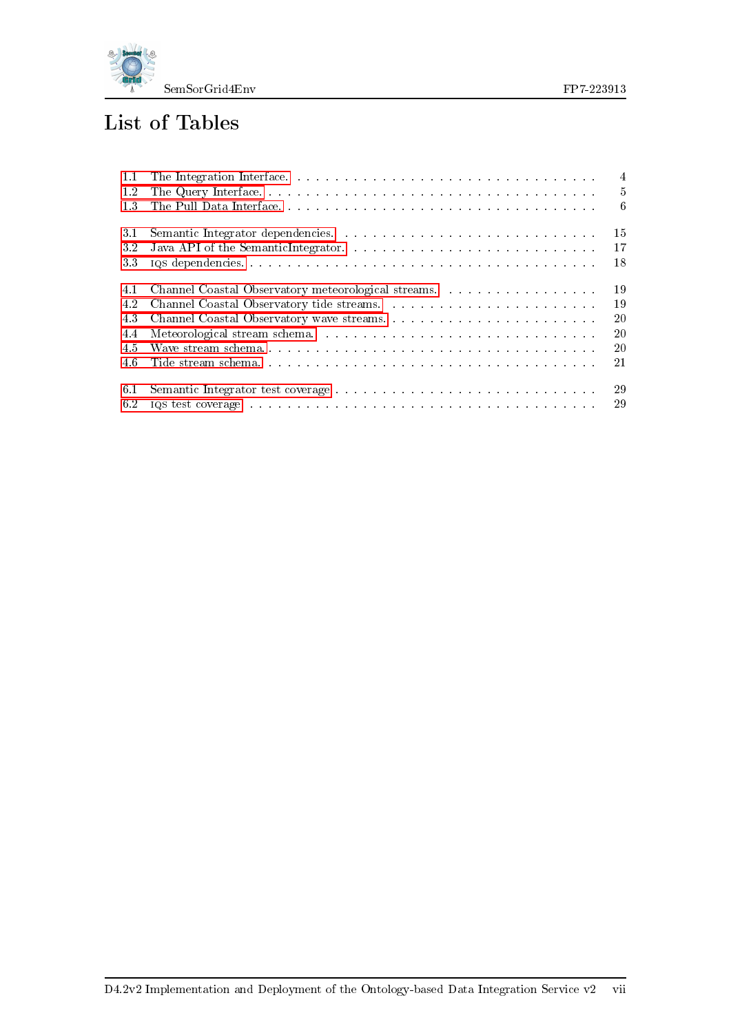# List of Tables

1.1 The Integration Interface. . . . . 4
1.2 The Query Interface. . . . . 5
1.3 The Pull Data Interface. . . . . 6

3.1 Semantic Integrator dependencies. . . . . 15
3.2 Java API of the SemanticIntegrator. . . . . 17
3.3 IQS dependencies. . . . . 18

4.1 Channel Coastal Observatory meteorological streams. . . . . 19
4.2 Channel Coastal Observatory tide streams. . . . . 19
4.3 Channel Coastal Observatory wave streams. . . . . 20
4.4 Meteorological stream schema. . . . . 20
4.5 Wave stream schema. . . . . 20
4.6 Tide stream schema. . . . . 21

6.1 Semantic Integrator test coverage . . . . . 29
6.2 IQS test coverage . . . . . 29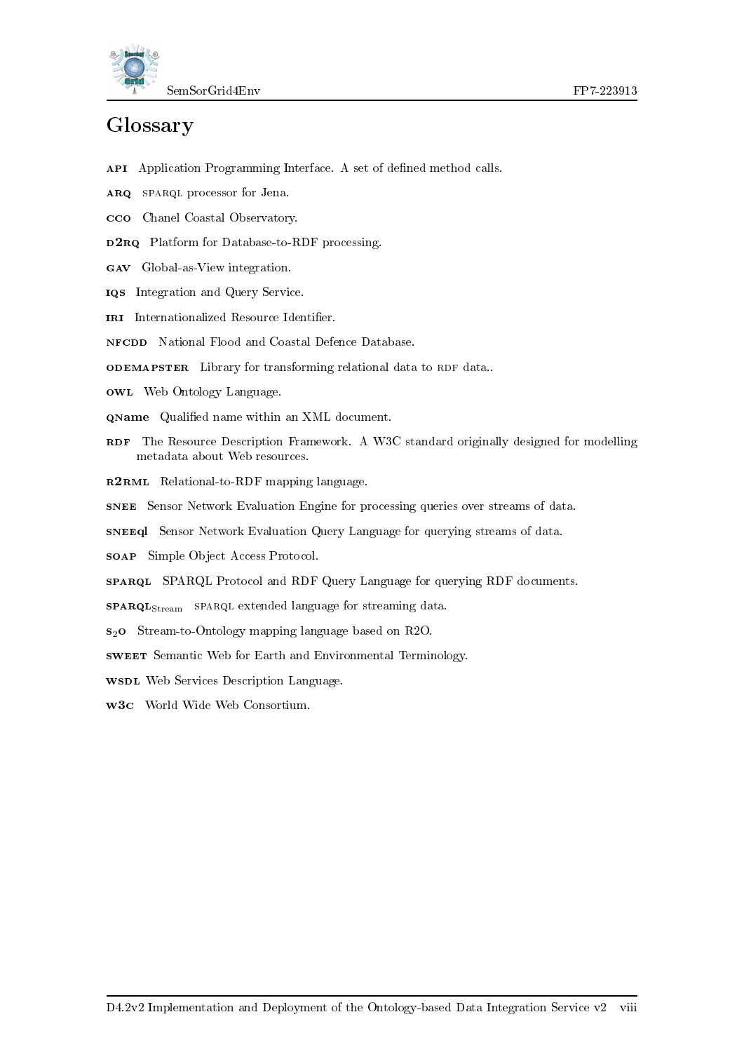# Glossary

**API** Application Programming Interface. A set of defined method calls.

**ARQ** SPARQL processor for Jena.

**CCO** Chanel Coastal Observatory.

**D2RQ** Platform for Database-to-RDF processing.

**GAV** Global-as-View integration.

**IQS** Integration and Query Service.

**IRI** Internationalized Resource Identifier.

**NFCDD** National Flood and Coastal Defence Database.

**ODEMAPSTER** Library for transforming relational data to RDF data..

**OWL** Web Ontology Language.

**QName** Qualified name within an XML document.

**RDF** The Resource Description Framework. A W3C standard originally designed for modelling metadata about Web resources.

**R2RML** Relational-to-RDF mapping language.

**SNEE** Sensor Network Evaluation Engine for processing queries over streams of data.

**SNEEql** Sensor Network Evaluation Query Language for querying streams of data.

**SOAP** Simple Object Access Protocol.

**SPARQL** SPARQL Protocol and RDF Query Language for querying RDF documents.

**SPARQL$_{\text{Stream}}$** SPARQL extended language for streaming data.

**S$_2$O** Stream-to-Ontology mapping language based on R2O.

**SWEET** Semantic Web for Earth and Environmental Terminology.

**WSDL** Web Services Description Language.

**W3C** World Wide Web Consortium.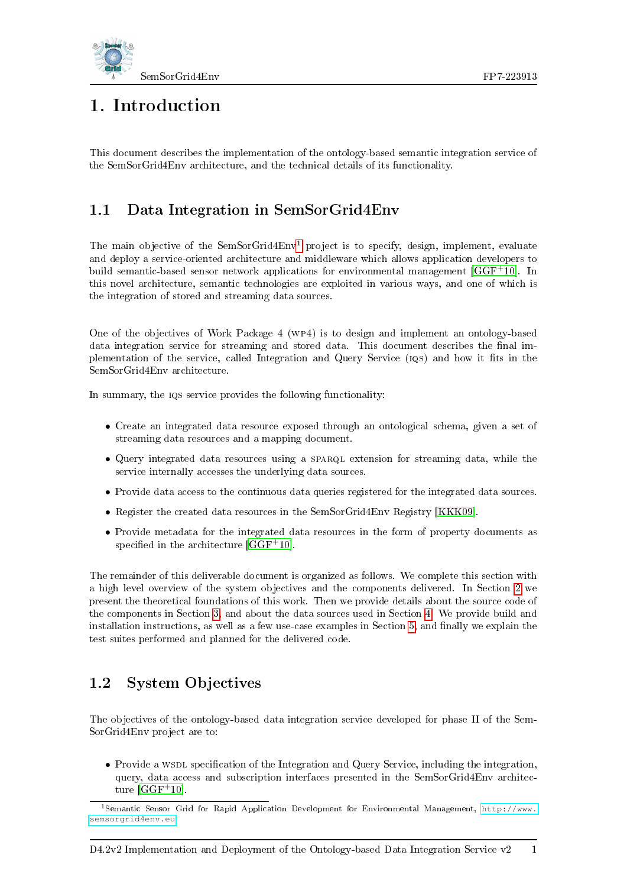# 1. Introduction

This document describes the implementation of the ontology-based semantic integration service of the SemSorGrid4Env architecture, and the technical details of its functionality.

## 1.1 Data Integration in SemSorGrid4Env

The main objective of the SemSorGrid4Env[1] project is to specify, design, implement, evaluate and deploy a service-oriented architecture and middleware which allows application developers to build semantic-based sensor network applications for environmental management [GGF+10]. In this novel architecture, semantic technologies are exploited in various ways, and one of which is the integration of stored and streaming data sources.

One of the objectives of Work Package 4 (WP4) is to design and implement an ontology-based data integration service for streaming and stored data. This document describes the final implementation of the service, called Integration and Query Service (IQS) and how it fits in the SemSorGrid4Env architecture.

In summary, the IQS service provides the following functionality:

- Create an integrated data resource exposed through an ontological schema, given a set of streaming data resources and a mapping document.
- Query integrated data resources using a SPARQL extension for streaming data, while the service internally accesses the underlying data sources.
- Provide data access to the continuous data queries registered for the integrated data sources.
- Register the created data resources in the SemSorGrid4Env Registry [KKK09].
- Provide metadata for the integrated data resources in the form of property documents as specified in the architecture [GGF+10].

The remainder of this deliverable document is organized as follows. We complete this section with a high level overview of the system objectives and the components delivered. In Section 2 we present the theoretical foundations of this work. Then we provide details about the source code of the components in Section 3, and about the data sources used in Section 4. We provide build and installation instructions, as well as a few use-case examples in Section 5, and finally we explain the test suites performed and planned for the delivered code.

## 1.2 System Objectives

The objectives of the ontology-based data integration service developed for phase II of the SemSorGrid4Env project are to:

- Provide a WSDL specification of the Integration and Query Service, including the integration, query, data access and subscription interfaces presented in the SemSorGrid4Env architecture [GGF+10].

[1] Semantic Sensor Grid for Rapid Application Development for Environmental Management, http://www.semsorgrid4env.eu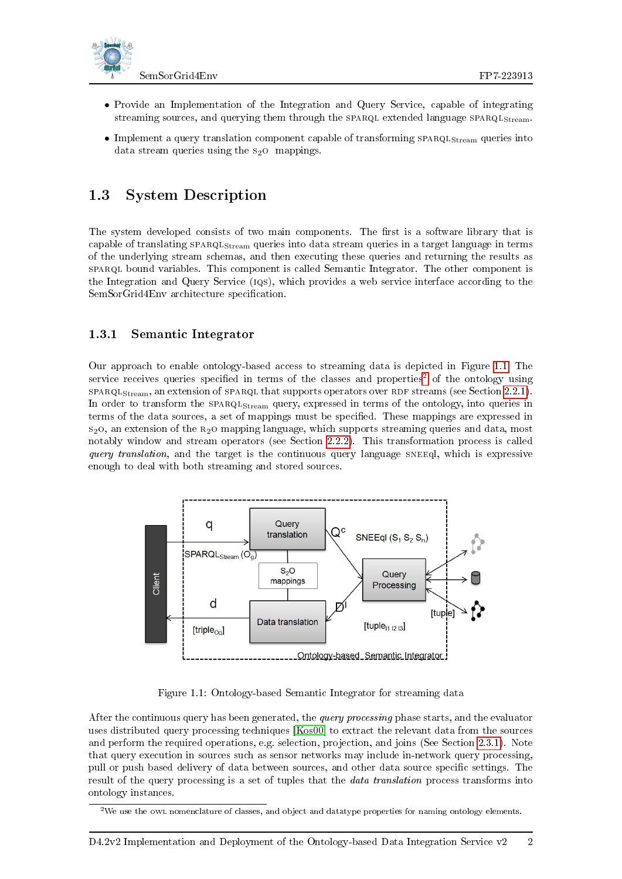- Provide an Implementation of the Integration and Query Service, capable of integrating streaming sources, and querying them through the SPARQL extended language $\text{SPARQL}_{\text{Stream}}$.
- Implement a query translation component capable of transforming $\text{SPARQL}_{\text{Stream}}$ queries into data stream queries using the $S_2O$ mappings.

## 1.3 System Description

The system developed consists of two main components. The first is a software library that is capable of translating $\text{SPARQL}_{\text{Stream}}$ queries into data stream queries in a target language in terms of the underlying stream schemas, and then executing these queries and returning the results as SPARQL bound variables. This component is called Semantic Integrator. The other component is the Integration and Query Service (IQS), which provides a web service interface according to the SemSorGrid4Env architecture specification.

### 1.3.1 Semantic Integrator

Our approach to enable ontology-based access to streaming data is depicted in Figure 1.1. The service receives queries specified in terms of the classes and properties[2] of the ontology using $\text{SPARQL}_{\text{Stream}}$, an extension of SPARQL that supports operators over RDF streams (see Section 2.2.1). In order to transform the $\text{SPARQL}_{\text{Stream}}$ query, expressed in terms of the ontology, into queries in terms of the data sources, a set of mappings must be specified. These mappings are expressed in $S_2O$, an extension of the $R_2O$ mapping language, which supports streaming queries and data, most notably window and stream operators (see Section 2.2.2). This transformation process is called *query translation*, and the target is the continuous query language SNEEql, which is expressive enough to deal with both streaming and stored sources.

Figure 1.1: Ontology-based Semantic Integrator for streaming data

After the continuous query has been generated, the *query processing* phase starts, and the evaluator uses distributed query processing techniques [Kos00] to extract the relevant data from the sources and perform the required operations, e.g. selection, projection, and joins (See Section 2.3.1). Note that query execution in sources such as sensor networks may include in-network query processing, pull or push based delivery of data between sources, and other data source specific settings. The result of the query processing is a set of tuples that the *data translation* process transforms into ontology instances.

[2] We use the OWL nomenclature of classes, and object and datatype properties for naming ontology elements.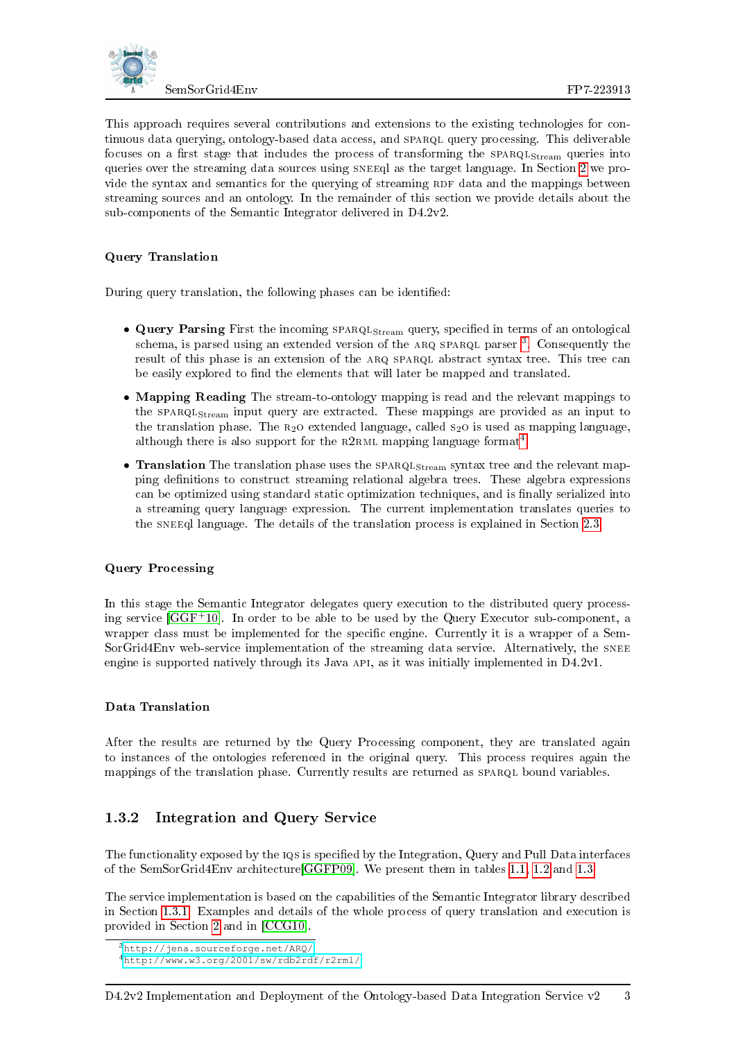This approach requires several contributions and extensions to the existing technologies for continuous data querying, ontology-based data access, and SPARQL query processing. This deliverable focuses on a first stage that includes the process of transforming the $\text{SPARQL}_{\text{Stream}}$ queries into queries over the streaming data sources using SNEEql as the target language. In Section 2 we provide the syntax and semantics for the querying of streaming RDF data and the mappings between streaming sources and an ontology. In the remainder of this section we provide details about the sub-components of the Semantic Integrator delivered in D4.2v2.

#### Query Translation

During query translation, the following phases can be identified:

- **Query Parsing** First the incoming $\text{SPARQL}_{\text{Stream}}$ query, specified in terms of an ontological schema, is parsed using an extended version of the ARQ SPARQL parser [3]. Consequently the result of this phase is an extension of the ARQ SPARQL abstract syntax tree. This tree can be easily explored to find the elements that will later be mapped and translated.
- **Mapping Reading** The stream-to-ontology mapping is read and the relevant mappings to the $\text{SPARQL}_{\text{Stream}}$ input query are extracted. These mappings are provided as an input to the translation phase. The R2O extended language, called S2O is used as mapping language, although there is also support for the R2RML mapping language format[4].
- **Translation** The translation phase uses the $\text{SPARQL}_{\text{Stream}}$ syntax tree and the relevant mapping definitions to construct streaming relational algebra trees. These algebra expressions can be optimized using standard static optimization techniques, and is finally serialized into a streaming query language expression. The current implementation translates queries to the SNEEql language. The details of the translation process is explained in Section 2.3.

#### Query Processing

In this stage the Semantic Integrator delegates query execution to the distributed query processing service [GGF+10]. In order to be able to be used by the Query Executor sub-component, a wrapper class must be implemented for the specific engine. Currently it is a wrapper of a SemSorGrid4Env web-service implementation of the streaming data service. Alternatively, the SNEE engine is supported natively through its Java API, as it was initially implemented in D4.2v1.

#### Data Translation

After the results are returned by the Query Processing component, they are translated again to instances of the ontologies referenced in the original query. This process requires again the mappings of the translation phase. Currently results are returned as SPARQL bound variables.

### 1.3.2 Integration and Query Service

The functionality exposed by the IQS is specified by the Integration, Query and Pull Data interfaces of the SemSorGrid4Env architecture[GGFP09]. We present them in tables 1.1, 1.2 and 1.3.

The service implementation is based on the capabilities of the Semantic Integrator library described in Section 1.3.1. Examples and details of the whole process of query translation and execution is provided in Section 2 and in [CCG10].

[3] http://jena.sourceforge.net/ARQ/

[4] http://www.w3.org/2001/sw/rdb2rdf/r2rml/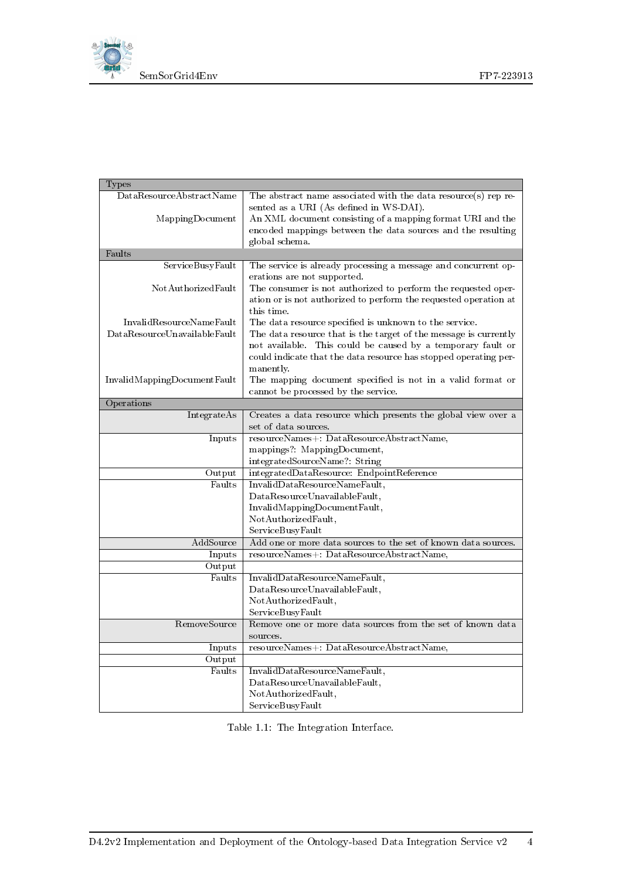| Types | |
|---|---|
| DataResourceAbstractName | The abstract name associated with the data resource(s) rep resented as a URI (As defined in WS-DAI). |
| MappingDocument | An XML document consisting of a mapping format URI and the encoded mappings between the data sources and the resulting global schema. |
| **Faults** | |
| ServiceBusyFault | The service is already processing a message and concurrent operations are not supported. |
| NotAuthorizedFault | The consumer is not authorized to perform the requested operation or is not authorized to perform the requested operation at this time. |
| InvalidResourceNameFault | The data resource specified is unknown to the service. |
| DataResourceUnavailableFault | The data resource that is the target of the message is currently not available. This could be caused by a temporary fault or could indicate that the data resource has stopped operating permanently. |
| InvalidMappingDocumentFault | The mapping document specified is not in a valid format or cannot be processed by the service. |
| **Operations** | |
| IntegrateAs | Creates a data resource which presents the global view over a set of data sources. |
| Inputs | resourceNames+: DataResourceAbstractName, mappings?: MappingDocument, integratedSourceName?: String |
| Output | integratedDataResource: EndpointReference |
| Faults | InvalidDataResourceNameFault, DataResourceUnavailableFault, InvalidMappingDocumentFault, NotAuthorizedFault, ServiceBusyFault |
| AddSource | Add one or more data sources to the set of known data sources. |
| Inputs | resourceNames+: DataResourceAbstractName, |
| Output | |
| Faults | InvalidDataResourceNameFault, DataResourceUnavailableFault, NotAuthorizedFault, ServiceBusyFault |
| RemoveSource | Remove one or more data sources from the set of known data sources. |
| Inputs | resourceNames+: DataResourceAbstractName, |
| Output | |
| Faults | InvalidDataResourceNameFault, DataResourceUnavailableFault, NotAuthorizedFault, ServiceBusyFault |

Table 1.1: The Integration Interface.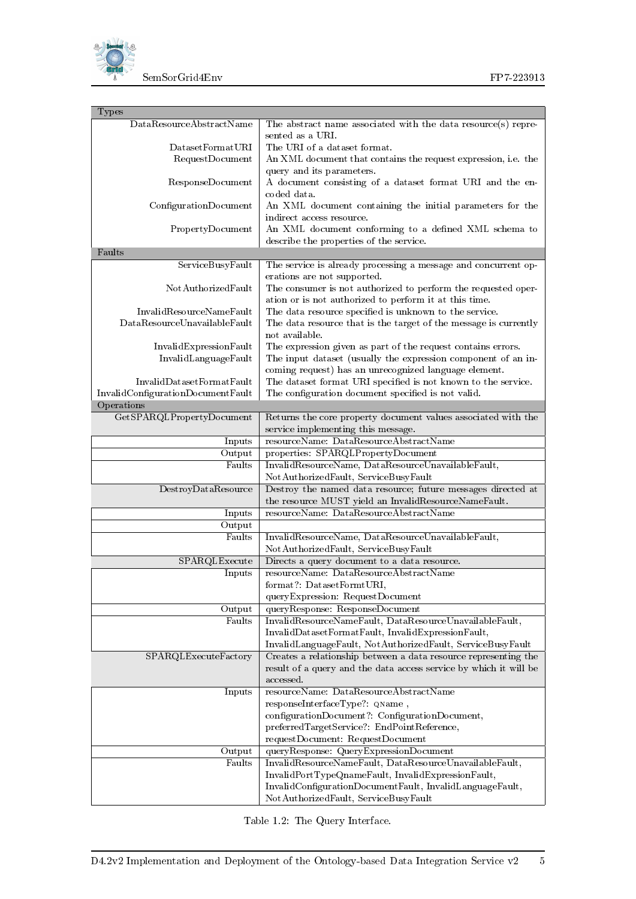| Types | |
|---|---|
| DataResourceAbstractName | The abstract name associated with the data resource(s) represented as a URI. |
| DatasetFormatURI | The URI of a dataset format. |
| RequestDocument | An XML document that contains the request expression, i.e. the query and its parameters. |
| ResponseDocument | A document consisting of a dataset format URI and the encoded data. |
| ConfigurationDocument | An XML document containing the initial parameters for the indirect access resource. |
| PropertyDocument | An XML document conforming to a defined XML schema to describe the properties of the service. |
| **Faults** | |
| ServiceBusyFault | The service is already processing a message and concurrent operations are not supported. |
| NotAuthorizedFault | The consumer is not authorized to perform the requested operation or is not authorized to perform it at this time. |
| InvalidResourceNameFault | The data resource specified is unknown to the service. |
| DataResourceUnavailableFault | The data resource that is the target of the message is currently not available. |
| InvalidExpressionFault | The expression given as part of the request contains errors. |
| InvalidLanguageFault | The input dataset (usually the expression component of an incoming request) has an unrecognized language element. |
| InvalidDatasetFormatFault | The dataset format URI specified is not known to the service. |
| InvalidConfigurationDocumentFault | The configuration document specified is not valid. |
| **Operations** | |
| GetSPARQLPropertyDocument | Returns the core property document values associated with the service implementing this message. |
| Inputs | resourceName: DataResourceAbstractName |
| Output | properties: SPARQLPropertyDocument |
| Faults | InvalidResourceName, DataResourceUnavailableFault, NotAuthorizedFault, ServiceBusyFault |
| DestroyDataResource | Destroy the named data resource; future messages directed at the resource MUST yield an InvalidResourceNameFault. |
| Inputs | resourceName: DataResourceAbstractName |
| Output | |
| Faults | InvalidResourceName, DataResourceUnavailableFault, NotAuthorizedFault, ServiceBusyFault |
| SPARQLExecute | Directs a query document to a data resource. |
| Inputs | resourceName: DataResourceAbstractName<br>format?: DatasetFormtURI,<br>queryExpression: RequestDocument |
| Output | queryResponse: ResponseDocument |
| Faults | InvalidResourceNameFault, DataResourceUnavailableFault, InvalidDatasetFormatFault, InvalidExpressionFault, InvalidLanguageFault, NotAuthorizedFault, ServiceBusyFault |
| SPARQLExecuteFactory | Creates a relationship between a data resource representing the result of a query and the data access service by which it will be accessed. |
| Inputs | resourceName: DataResourceAbstractName<br>responseInterfaceType?: QName ,<br>configurationDocument?: ConfigurationDocument,<br>preferredTargetService?: EndPointReference,<br>requestDocument: RequestDocument |
| Output | queryResponse: QueryExpressionDocument |
| Faults | InvalidResourceNameFault, DataResourceUnavailableFault, InvalidPortTypeQnameFault, InvalidExpressionFault, InvalidConfigurationDocumentFault, InvalidLanguageFault, NotAuthorizedFault, ServiceBusyFault |

Table 1.2: The Query Interface.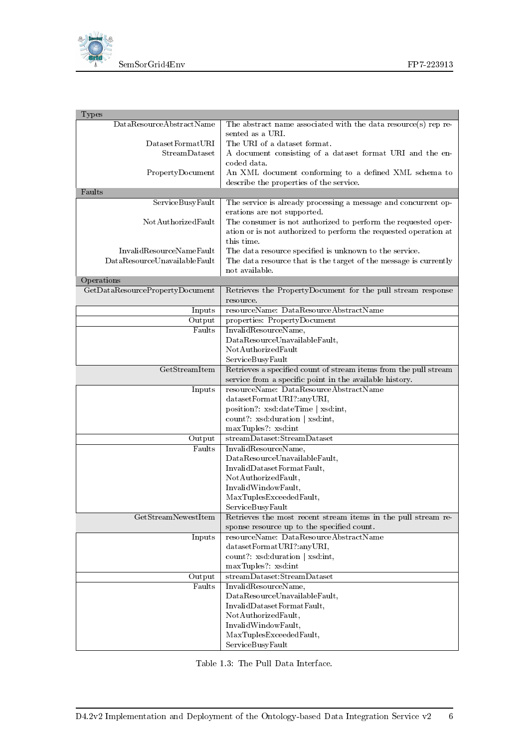| Types | |
|---|---|
| DataResourceAbstractName | The abstract name associated with the data resource(s) rep resented as a URI. |
| DatasetFormatURI | The URI of a dataset format. |
| StreamDataset | A document consisting of a dataset format URI and the encoded data. |
| PropertyDocument | An XML document conforming to a defined XML schema to describe the properties of the service. |
| **Faults** | |
| ServiceBusyFault | The service is already processing a message and concurrent operations are not supported. |
| NotAuthorizedFault | The consumer is not authorized to perform the requested operation or is not authorized to perform the requested operation at this time. |
| InvalidResourceNameFault | The data resource specified is unknown to the service. |
| DataResourceUnavailableFault | The data resource that is the target of the message is currently not available. |
| **Operations** | |
| GetDataResourcePropertyDocument | Retrieves the PropertyDocument for the pull stream response resource. |
| Inputs | resourceName: DataResourceAbstractName |
| Output | properties: PropertyDocument |
| Faults | InvalidResourceName, DataResourceUnavailableFault, NotAuthorizedFault ServiceBusyFault |
| GetStreamItem | Retrieves a specified count of stream items from the pull stream service from a specific point in the available history. |
| Inputs | resourceName: DataResourceAbstractName datasetFormatURI?:anyURI, position?: xsd:dateTime \| xsd:int, count?: xsd:duration \| xsd:int, maxTuples?: xsd:int |
| Output | streamDataset:StreamDataset |
| Faults | InvalidResourceName, DataResourceUnavailableFault, InvalidDatasetFormatFault, NotAuthorizedFault, InvalidWindowFault, MaxTuplesExceededFault, ServiceBusyFault |
| GetStreamNewestItem | Retrieves the most recent stream items in the pull stream response resource up to the specified count. |
| Inputs | resourceName: DataResourceAbstractName datasetFormatURI?:anyURI, count?: xsd:duration \| xsd:int, maxTuples?: xsd:int |
| Output | streamDataset:StreamDataset |
| Faults | InvalidResourceName, DataResourceUnavailableFault, InvalidDatasetFormatFault, NotAuthorizedFault, InvalidWindowFault, MaxTuplesExceededFault, ServiceBusyFault |

Table 1.3: The Pull Data Interface.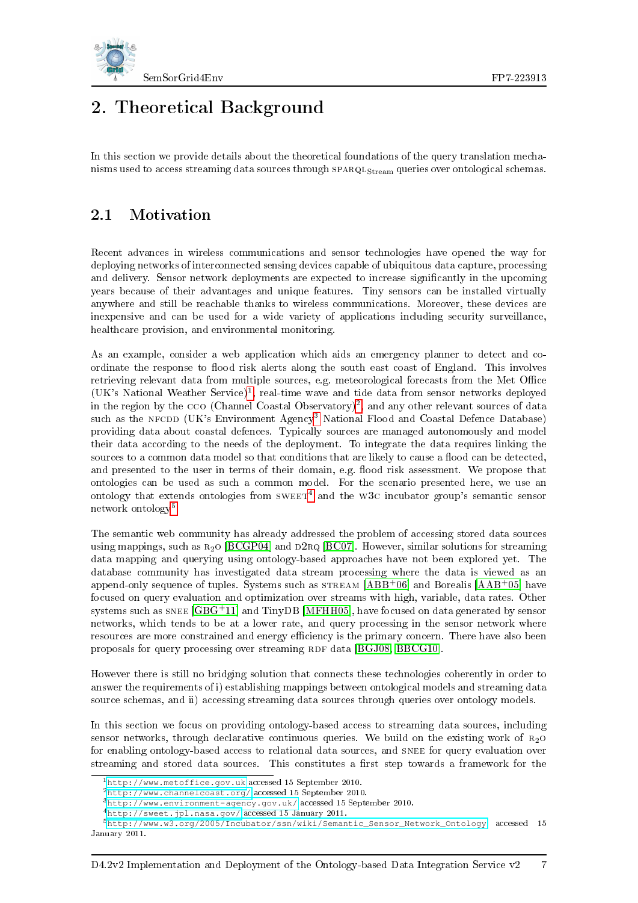# 2. Theoretical Background

In this section we provide details about the theoretical foundations of the query translation mechanisms used to access streaming data sources through $\text{SPARQL}_{\text{Stream}}$ queries over ontological schemas.

## 2.1 Motivation

Recent advances in wireless communications and sensor technologies have opened the way for deploying networks of interconnected sensing devices capable of ubiquitous data capture, processing and delivery. Sensor network deployments are expected to increase significantly in the upcoming years because of their advantages and unique features. Tiny sensors can be installed virtually anywhere and still be reachable thanks to wireless communications. Moreover, these devices are inexpensive and can be used for a wide variety of applications including security surveillance, healthcare provision, and environmental monitoring.

As an example, consider a web application which aids an emergency planner to detect and coordinate the response to flood risk alerts along the south east coast of England. This involves retrieving relevant data from multiple sources, e.g. meteorological forecasts from the Met Office (UK's National Weather Service)[1], real-time wave and tide data from sensor networks deployed in the region by the CCO (Channel Coastal Observatory)[2], and any other relevant sources of data such as the NFCDD (UK's Environment Agency[3] National Flood and Coastal Defence Database) providing data about coastal defences. Typically sources are managed autonomously and model their data according to the needs of the deployment. To integrate the data requires linking the sources to a common data model so that conditions that are likely to cause a flood can be detected, and presented to the user in terms of their domain, e.g. flood risk assessment. We propose that ontologies can be used as such a common model. For the scenario presented here, we use an ontology that extends ontologies from SWEET[4] and the W3C incubator group's semantic sensor network ontology[5].

The semantic web community has already addressed the problem of accessing stored data sources using mappings, such as $\text{R}_2\text{O}$ [BCGP04] and D2RQ [BC07]. However, similar solutions for streaming data mapping and querying using ontology-based approaches have not been explored yet. The database community has investigated data stream processing where the data is viewed as an append-only sequence of tuples. Systems such as STREAM [ABB+06] and Borealis [AAB+05] have focused on query evaluation and optimization over streams with high, variable, data rates. Other systems such as SNEE [GBG+11] and TinyDB [MFHH05], have focused on data generated by sensor networks, which tends to be at a lower rate, and query processing in the sensor network where resources are more constrained and energy efficiency is the primary concern. There have also been proposals for query processing over streaming RDF data [BGJ08, BBCG10].

However there is still no bridging solution that connects these technologies coherently in order to answer the requirements of i) establishing mappings between ontological models and streaming data source schemas, and ii) accessing streaming data sources through queries over ontology models.

In this section we focus on providing ontology-based access to streaming data sources, including sensor networks, through declarative continuous queries. We build on the existing work of $\text{R}_2\text{O}$ for enabling ontology-based access to relational data sources, and SNEE for query evaluation over streaming and stored data sources. This constitutes a first step towards a framework for the

[1] http://www.metoffice.gov.uk accessed 15 September 2010.
[2] http://www.channelcoast.org/ accessed 15 September 2010.
[3] http://www.environment-agency.gov.uk/ accessed 15 September 2010.
[4] http://sweet.jpl.nasa.gov/ accessed 15 January 2011.
[5] http://www.w3.org/2005/Incubator/ssn/wiki/Semantic_Sensor_Network_Ontology accessed 15 January 2011.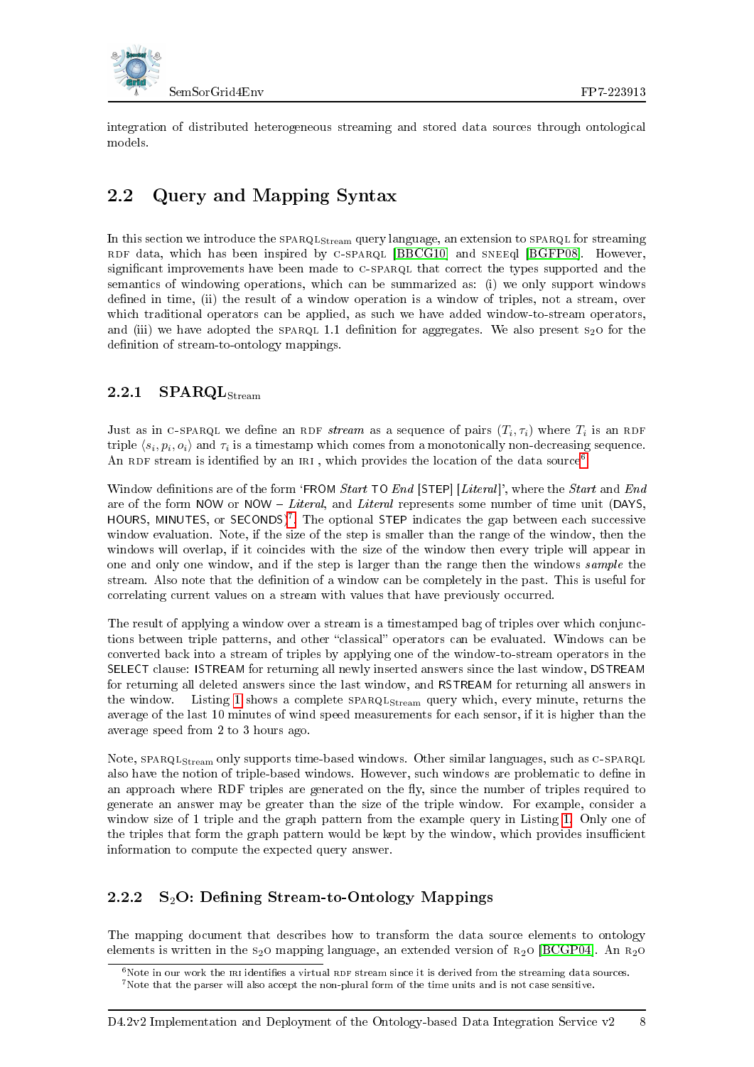integration of distributed heterogeneous streaming and stored data sources through ontological models.

## 2.2 Query and Mapping Syntax

In this section we introduce the SPARQL$_{\text{Stream}}$ query language, an extension to SPARQL for streaming RDF data, which has been inspired by C-SPARQL [BBCG10] and SNEEql [BGFP08]. However, significant improvements have been made to C-SPARQL that correct the types supported and the semantics of windowing operations, which can be summarized as: (i) we only support windows defined in time, (ii) the result of a window operation is a window of triples, not a stream, over which traditional operators can be applied, as such we have added window-to-stream operators, and (iii) we have adopted the SPARQL 1.1 definition for aggregates. We also present S$_2$O for the definition of stream-to-ontology mappings.

### 2.2.1 SPARQL$_{\text{Stream}}$

Just as in C-SPARQL we define an RDF *stream* as a sequence of pairs $(T_i, \tau_i)$ where $T_i$ is an RDF triple $\langle s_i, p_i, o_i \rangle$ and $\tau_i$ is a timestamp which comes from a monotonically non-decreasing sequence. An RDF stream is identified by an IRI , which provides the location of the data source[6].

Window definitions are of the form 'FROM *Start* TO *End* [STEP] [*Literal*]', where the *Start* and *End* are of the form NOW or NOW − *Literal*, and *Literal* represents some number of time unit (DAYS, HOURS, MINUTES, or SECONDS)[7]. The optional STEP indicates the gap between each successive window evaluation. Note, if the size of the step is smaller than the range of the window, then the windows will overlap, if it coincides with the size of the window then every triple will appear in one and only one window, and if the step is larger than the range then the windows *sample* the stream. Also note that the definition of a window can be completely in the past. This is useful for correlating current values on a stream with values that have previously occurred.

The result of applying a window over a stream is a timestamped bag of triples over which conjunctions between triple patterns, and other "classical" operators can be evaluated. Windows can be converted back into a stream of triples by applying one of the window-to-stream operators in the SELECT clause: ISTREAM for returning all newly inserted answers since the last window, DSTREAM for returning all deleted answers since the last window, and RSTREAM for returning all answers in the window. Listing 1 shows a complete SPARQL$_{\text{Stream}}$ query which, every minute, returns the average of the last 10 minutes of wind speed measurements for each sensor, if it is higher than the average speed from 2 to 3 hours ago.

Note, SPARQL$_{\text{Stream}}$ only supports time-based windows. Other similar languages, such as C-SPARQL also have the notion of triple-based windows. However, such windows are problematic to define in an approach where RDF triples are generated on the fly, since the number of triples required to generate an answer may be greater than the size of the triple window. For example, consider a window size of 1 triple and the graph pattern from the example query in Listing 1. Only one of the triples that form the graph pattern would be kept by the window, which provides insufficient information to compute the expected query answer.

### 2.2.2 S$_2$O: Defining Stream-to-Ontology Mappings

The mapping document that describes how to transform the data source elements to ontology elements is written in the S$_2$O mapping language, an extended version of R$_2$O [BCGP04]. An R$_2$O

[6] Note in our work the IRI identifies a virtual RDF stream since it is derived from the streaming data sources.

[7] Note that the parser will also accept the non-plural form of the time units and is not case sensitive.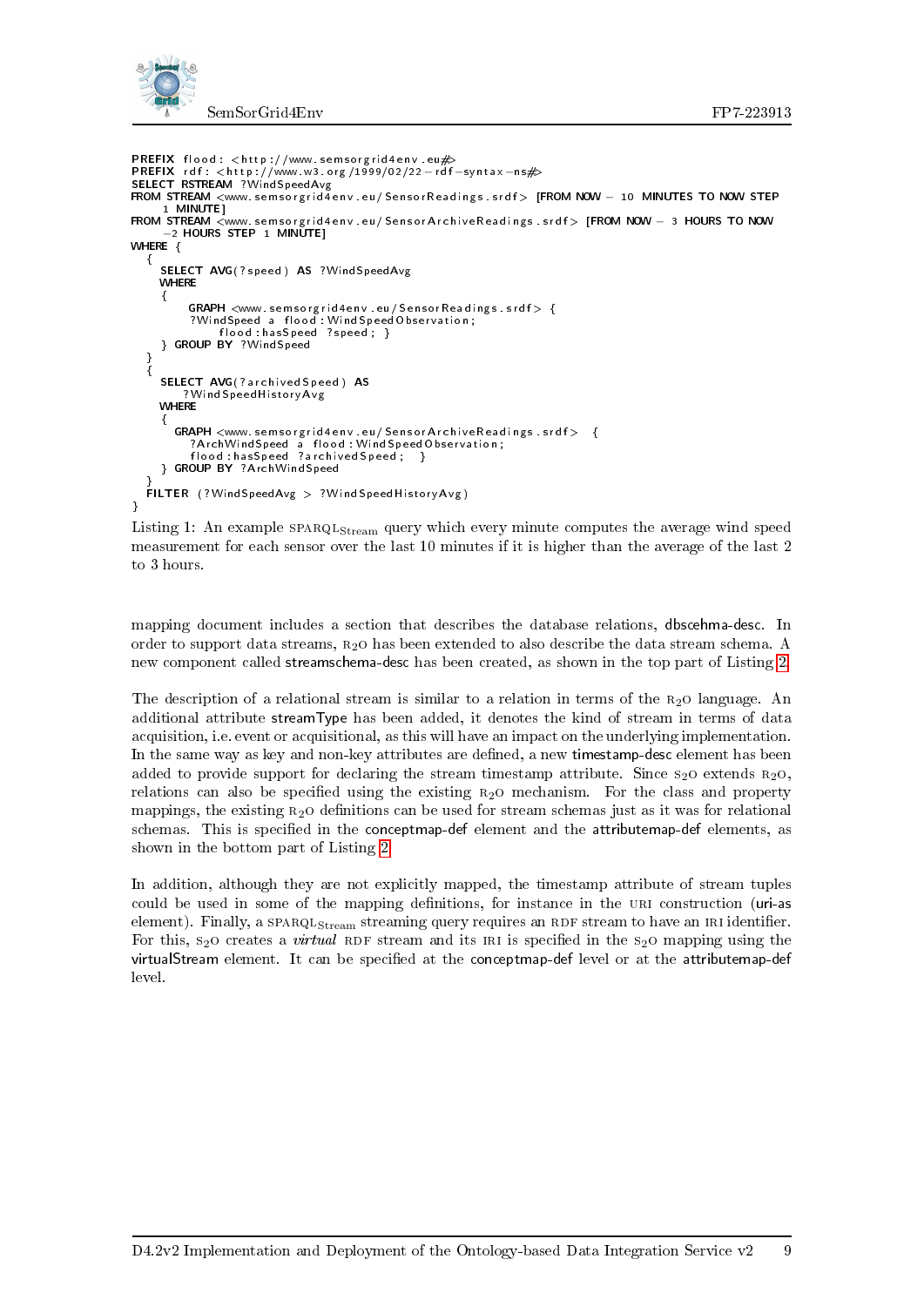```
PREFIX flood: <http://www.semsorgrid4env.eu#>
PREFIX rdf: <http://www.w3.org/1999/02/22-rdf-syntax-ns#>
SELECT RSTREAM ?WindSpeedAvg
FROM STREAM <www.semsorgrid4env.eu/SensorReadings.srdf> [FROM NOW - 10 MINUTES TO NOW STEP
    1 MINUTE]
FROM STREAM <www.semsorgrid4env.eu/SensorArchiveReadings.srdf> [FROM NOW - 3 HOURS TO NOW
    -2 HOURS STEP 1 MINUTE]
WHERE {
  {
    SELECT AVG(?speed) AS ?WindSpeedAvg
    WHERE
    {
        GRAPH <www.semsorgrid4env.eu/SensorReadings.srdf> {
        ?WindSpeed a flood:WindSpeedObservation;
            flood:hasSpeed ?speed; }
    } GROUP BY ?WindSpeed
  }
  {
    SELECT AVG(?archivedSpeed) AS
        ?WindSpeedHistoryAvg
    WHERE
    {
      GRAPH <www.semsorgrid4env.eu/SensorArchiveReadings.srdf>  {
        ?ArchWindSpeed a flood:WindSpeedObservation;
        flood:hasSpeed ?archivedSpeed;  }
    } GROUP BY ?ArchWindSpeed
  }
  FILTER (?WindSpeedAvg > ?WindSpeedHistoryAvg)
}
```

Listing 1: An example SPARQL$_{\text{Stream}}$ query which every minute computes the average wind speed measurement for each sensor over the last 10 minutes if it is higher than the average of the last 2 to 3 hours.

mapping document includes a section that describes the database relations, dbscehma-desc. In order to support data streams, R$_2$O has been extended to also describe the data stream schema. A new component called streamschema-desc has been created, as shown in the top part of Listing 2.

The description of a relational stream is similar to a relation in terms of the R$_2$O language. An additional attribute streamType has been added, it denotes the kind of stream in terms of data acquisition, i.e. event or acquisitional, as this will have an impact on the underlying implementation. In the same way as key and non-key attributes are defined, a new timestamp-desc element has been added to provide support for declaring the stream timestamp attribute. Since S$_2$O extends R$_2$O, relations can also be specified using the existing R$_2$O mechanism. For the class and property mappings, the existing R$_2$O definitions can be used for stream schemas just as it was for relational schemas. This is specified in the conceptmap-def element and the attributemap-def elements, as shown in the bottom part of Listing 2.

In addition, although they are not explicitly mapped, the timestamp attribute of stream tuples could be used in some of the mapping definitions, for instance in the URI construction (uri-as element). Finally, a SPARQL$_{\text{Stream}}$ streaming query requires an RDF stream to have an IRI identifier. For this, S$_2$O creates a *virtual* RDF stream and its IRI is specified in the S$_2$O mapping using the virtualStream element. It can be specified at the conceptmap-def level or at the attributemap-def level.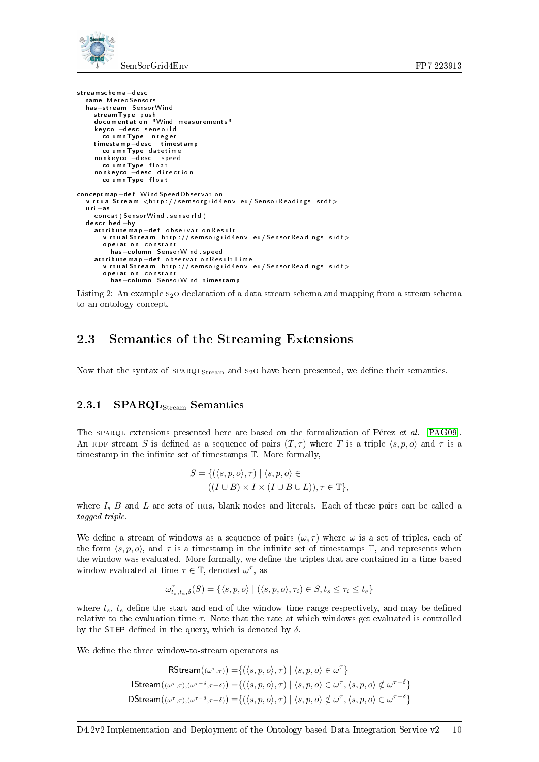```
streamschema-desc
  name MeteoSensors
  has-stream SensorWind
    streamType push
    documentation "Wind measurements"
    keycol-desc sensorId
      columnType integer
    timestamp-desc  timestamp
      columnType datetime
    nonkeycol-desc  speed
      columnType float
    nonkeycol-desc direction
      columnType float

conceptmap-def WindSpeedObservation
  virtualStream <http://semsorgrid4env.eu/SensorReadings.srdf>
  uri-as
    concat(SensorWind.sensorId)
  described-by
    attributemap-def observationResult
      virtualStream http://semsorgrid4env.eu/SensorReadings.srdf>
      operation constant
        has-column SensorWind.speed
    attributemap-def observationResultTime
      virtualStream http://semsorgrid4env.eu/SensorReadings.srdf>
      operation constant
        has-column SensorWind.timestamp
```

Listing 2: An example $\text{S}_2\text{O}$ declaration of a data stream schema and mapping from a stream schema to an ontology concept.

## 2.3 Semantics of the Streaming Extensions

Now that the syntax of $\text{SPARQL}_{\text{Stream}}$ and $\text{S}_2\text{O}$ have been presented, we define their semantics.

### 2.3.1 $\text{SPARQL}_{\text{Stream}}$ Semantics

The SPARQL extensions presented here are based on the formalization of Pérez *et al.* [PAG09]. An RDF stream $S$ is defined as a sequence of pairs $(T, \tau)$ where $T$ is a triple $\langle s, p, o\rangle$ and $\tau$ is a timestamp in the infinite set of timestamps $\mathbb{T}$. More formally,

$$S = \{(\langle s, p, o\rangle, \tau) \mid \langle s, p, o\rangle \in ((I \cup B) \times I \times (I \cup B \cup L)), \tau \in \mathbb{T}\},$$

where $I$, $B$ and $L$ are sets of IRIs, blank nodes and literals. Each of these pairs can be called a *tagged triple*.

We define a stream of windows as a sequence of pairs $(\omega, \tau)$ where $\omega$ is a set of triples, each of the form $\langle s, p, o\rangle$, and $\tau$ is a timestamp in the infinite set of timestamps $\mathbb{T}$, and represents when the window was evaluated. More formally, we define the triples that are contained in a time-based window evaluated at time $\tau \in \mathbb{T}$, denoted $\omega^\tau$, as

$$\omega^{\tau}_{t_s,t_e,\delta}(S) = \{\langle s, p, o\rangle \mid (\langle s, p, o\rangle, \tau_i) \in S, t_s \leq \tau_i \leq t_e\}$$

where $t_s$, $t_e$ define the start and end of the window time range respectively, and may be defined relative to the evaluation time $\tau$. Note that the rate at which windows get evaluated is controlled by the STEP defined in the query, which is denoted by $\delta$.

We define the three window-to-stream operators as

$$\begin{aligned}
\mathsf{RStream}((\omega^{\tau},\tau)) &= \{(\langle s, p, o\rangle, \tau) \mid \langle s, p, o\rangle \in \omega^{\tau}\} \\
\mathsf{IStream}((\omega^{\tau},\tau),(\omega^{\tau-\delta},\tau-\delta)) &= \{(\langle s, p, o\rangle, \tau) \mid \langle s, p, o\rangle \in \omega^{\tau}, \langle s, p, o\rangle \notin \omega^{\tau-\delta}\} \\
\mathsf{DStream}((\omega^{\tau},\tau),(\omega^{\tau-\delta},\tau-\delta)) &= \{(\langle s, p, o\rangle, \tau) \mid \langle s, p, o\rangle \notin \omega^{\tau}, \langle s, p, o\rangle \in \omega^{\tau-\delta}\}
\end{aligned}$$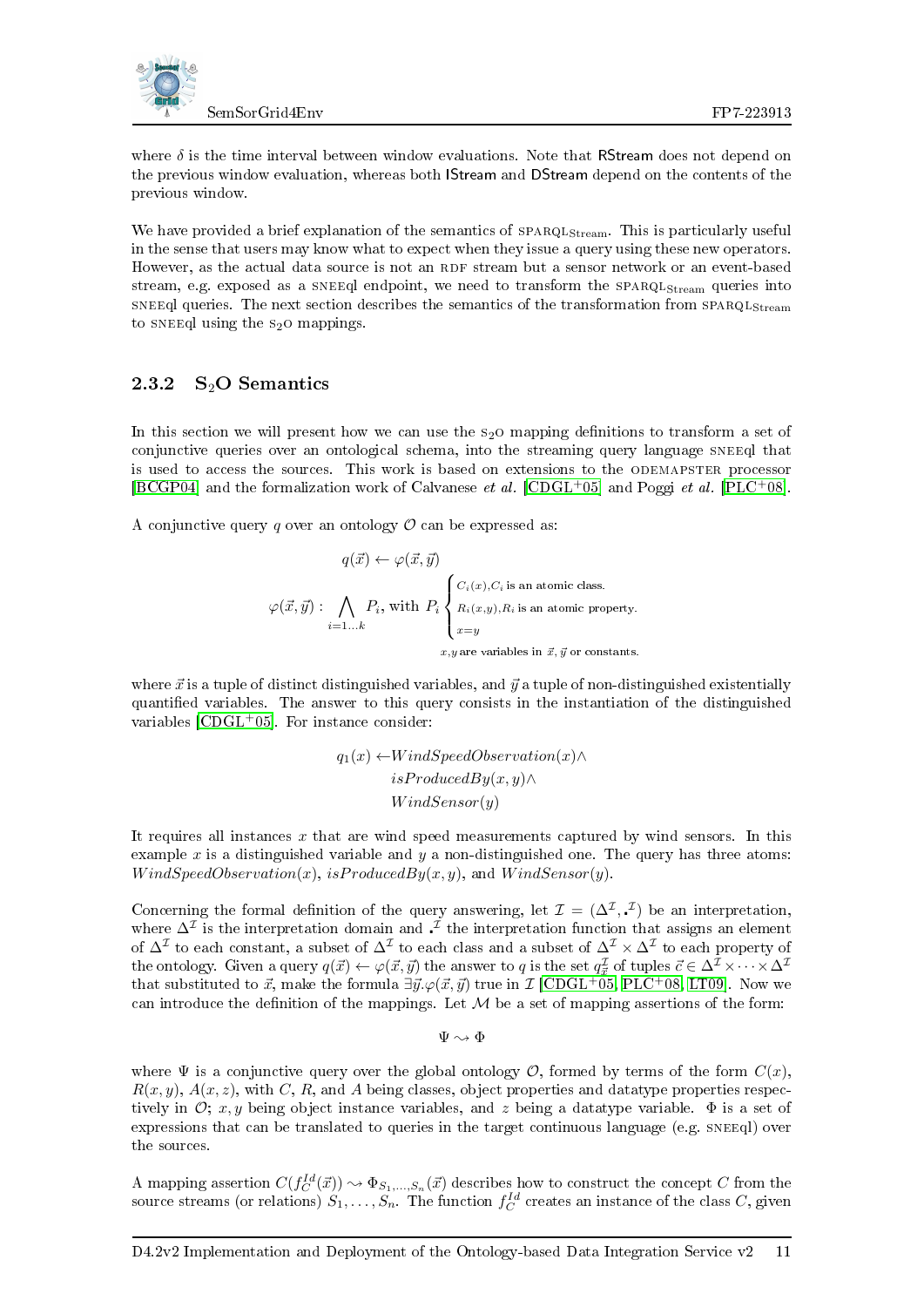where $\delta$ is the time interval between window evaluations. Note that RStream does not depend on the previous window evaluation, whereas both IStream and DStream depend on the contents of the previous window.

We have provided a brief explanation of the semantics of SPARQL$_{\text{Stream}}$. This is particularly useful in the sense that users may know what to expect when they issue a query using these new operators. However, as the actual data source is not an RDF stream but a sensor network or an event-based stream, e.g. exposed as a SNEEql endpoint, we need to transform the SPARQL$_{\text{Stream}}$ queries into SNEEql queries. The next section describes the semantics of the transformation from SPARQL$_{\text{Stream}}$ to SNEEql using the S$_2$O mappings.

### 2.3.2 S$_2$O Semantics

In this section we will present how we can use the S$_2$O mapping definitions to transform a set of conjunctive queries over an ontological schema, into the streaming query language SNEEql that is used to access the sources. This work is based on extensions to the ODEMAPSTER processor [BCGP04] and the formalization work of Calvanese *et al.* [CDGL+05] and Poggi *et al.* [PLC+08].

A conjunctive query $q$ over an ontology $\mathcal{O}$ can be expressed as:

$$q(\vec{x}) \leftarrow \varphi(\vec{x}, \vec{y})$$

$$\varphi(\vec{x}, \vec{y}) : \bigwedge_{i=1\ldots k} P_i, \text{ with } P_i \begin{cases} C_i(x), C_i \text{ is an atomic class.} \\ R_i(x,y), R_i \text{ is an atomic property.} \\ x=y \end{cases}$$
$$x, y \text{ are variables in } \vec{x}, \vec{y} \text{ or constants.}$$

where $\vec{x}$ is a tuple of distinct distinguished variables, and $\vec{y}$ a tuple of non-distinguished existentially quantified variables. The answer to this query consists in the instantiation of the distinguished variables [CDGL+05]. For instance consider:

$$\begin{aligned} q_1(x) \leftarrow & WindSpeedObservation(x) \wedge \\ & isProducedBy(x,y) \wedge \\ & WindSensor(y) \end{aligned}$$

It requires all instances $x$ that are wind speed measurements captured by wind sensors. In this example $x$ is a distinguished variable and $y$ a non-distinguished one. The query has three atoms: $WindSpeedObservation(x)$, $isProducedBy(x,y)$, and $WindSensor(y)$.

Concerning the formal definition of the query answering, let $\mathcal{I} = (\Delta^{\mathcal{I}}, \cdot^{\mathcal{I}})$ be an interpretation, where $\Delta^{\mathcal{I}}$ is the interpretation domain and $\cdot^{\mathcal{I}}$ the interpretation function that assigns an element of $\Delta^{\mathcal{I}}$ to each constant, a subset of $\Delta^{\mathcal{I}}$ to each class and a subset of $\Delta^{\mathcal{I}} \times \Delta^{\mathcal{I}}$ to each property of the ontology. Given a query $q(\vec{x}) \leftarrow \varphi(\vec{x}, \vec{y})$ the answer to $q$ is the set $q_{\vec{x}}^{\mathcal{I}}$ of tuples $\vec{c} \in \Delta^{\mathcal{I}} \times \cdots \times \Delta^{\mathcal{I}}$ that substituted to $\vec{x}$, make the formula $\exists \vec{y}.\varphi(\vec{x}, \vec{y})$ true in $\mathcal{I}$ [CDGL+05, PLC+08, LT09]. Now we can introduce the definition of the mappings. Let $\mathcal{M}$ be a set of mapping assertions of the form:

$$\Psi \rightsquigarrow \Phi$$

where $\Psi$ is a conjunctive query over the global ontology $\mathcal{O}$, formed by terms of the form $C(x)$, $R(x,y)$, $A(x,z)$, with $C$, $R$, and $A$ being classes, object properties and datatype properties respectively in $\mathcal{O}$; $x, y$ being object instance variables, and $z$ being a datatype variable. $\Phi$ is a set of expressions that can be translated to queries in the target continuous language (e.g. SNEEql) over the sources.

A mapping assertion $C(f_C^{Id}(\vec{x})) \rightsquigarrow \Phi_{S_1,\ldots,S_n}(\vec{x})$ describes how to construct the concept $C$ from the source streams (or relations) $S_1, \ldots, S_n$. The function $f_C^{Id}$ creates an instance of the class $C$, given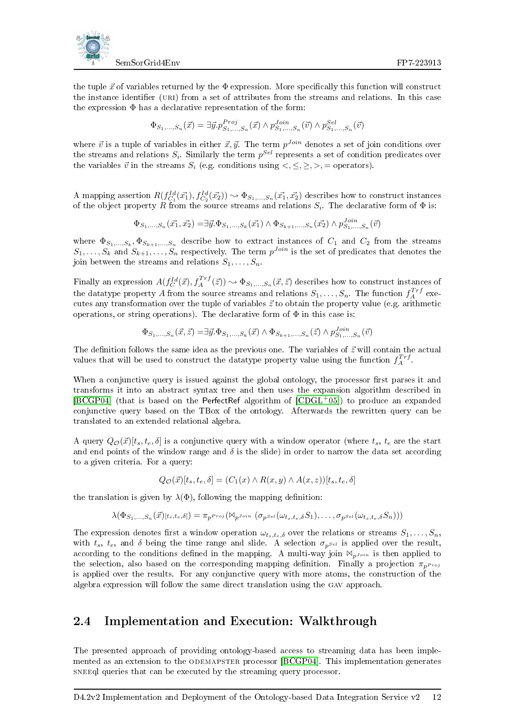the tuple $\vec{x}$ of variables returned by the $\Phi$ expression. More specifically this function will construct the instance identifier (URI) from a set of attributes from the streams and relations. In this case the expression $\Phi$ has a declarative representation of the form:

$$\Phi_{S_1,\ldots,S_n}(\vec{x}) = \exists\vec{y}.p^{Proj}_{S_1,\ldots,S_n}(\vec{x}) \wedge p^{Join}_{S_1,\ldots,S_n}(\vec{v}) \wedge p^{Sel}_{S_1,\ldots,S_n}(\vec{v})$$

where $\vec{v}$ is a tuple of variables in either $\vec{x}, \vec{y}$. The term $p^{Join}$ denotes a set of join conditions over the streams and relations $S_i$. Similarly the term $p^{Sel}$ represents a set of condition predicates over the variables $\vec{v}$ in the streams $S_i$ (e.g. conditions using $<, \leq, \geq, >, =$ operators).

A mapping assertion $R(f^{Id}_{C_1}(\vec{x_1}), f^{Id}_{C_2}(\vec{x_2})) \rightsquigarrow \Phi_{S_1,\ldots,S_n}(\vec{x_1}, \vec{x_2})$ describes how to construct instances of the object property $R$ from the source streams and relations $S_i$. The declarative form of $\Phi$ is:

$$\Phi_{S_1,\ldots,S_n}(\vec{x_1}, \vec{x_2}) = \exists\vec{y}.\Phi_{S_1,\ldots,S_k}(\vec{x_1}) \wedge \Phi_{S_{k+1},\ldots,S_n}(\vec{x_2}) \wedge p^{Join}_{S_1,\ldots,S_n}(\vec{v})$$

where $\Phi_{S_1,\ldots,S_k}, \Phi_{S_{k+1},\ldots,S_n}$ describe how to extract instances of $C_1$ and $C_2$ from the streams $S_1, \ldots, S_k$ and $S_{k+1}, \ldots, S_n$ respectively. The term $p^{Join}$ is the set of predicates that denotes the join between the streams and relations $S_1, \ldots, S_n$.

Finally an expression $A(f^{Id}_C(\vec{x}), f^{Trf}_A(\vec{z})) \rightsquigarrow \Phi_{S_1,\ldots,S_n}(\vec{x}, \vec{z})$ describes how to construct instances of the datatype property $A$ from the source streams and relations $S_1, \ldots, S_n$. The function $f^{Trf}_A$ executes any transformation over the tuple of variables $\vec{z}$ to obtain the property value (e.g. arithmetic operations, or string operations). The declarative form of $\Phi$ in this case is:

$$\Phi_{S_1,\ldots,S_n}(\vec{x}, \vec{z}) = \exists\vec{y}.\Phi_{S_1,\ldots,S_k}(\vec{x}) \wedge \Phi_{S_{k+1},\ldots,S_n}(\vec{z}) \wedge p^{Join}_{S_1,\ldots,S_n}(\vec{v})$$

The definition follows the same idea as the previous one. The variables of $\vec{z}$ will contain the actual values that will be used to construct the datatype property value using the function $f^{Trf}_A$.

When a conjunctive query is issued against the global ontology, the processor first parses it and transforms it into an abstract syntax tree and then uses the expansion algorithm described in [BCGP04] (that is based on the PerfectRef algorithm of [CDGL+05]) to produce an expanded conjunctive query based on the TBox of the ontology. Afterwards the rewritten query can be translated to an extended relational algebra.

A query $Q_{\mathcal{O}}(\vec{x})[t_s, t_e, \delta]$ is a conjunctive query with a window operator (where $t_s$, $t_e$ are the start and end points of the window range and $\delta$ is the slide) in order to narrow the data set according to a given criteria. For a query:

$$Q_{\mathcal{O}}(\vec{x})[t_s, t_e, \delta] = (C_1(x) \wedge R(x, y) \wedge A(x, z))[t_s, t_e, \delta]$$

the translation is given by $\lambda(\Phi)$, following the mapping definition:

$$\lambda(\Phi_{S_1,\ldots,S_n}(\vec{x})_{[t_s,t_e,\delta]}) = \pi_{p^{Proj}}(\bowtie_{p^{Join}} (\sigma_{p^{Sel}}(\omega_{t_s,t_e,\delta}S_1), \ldots, \sigma_{p^{Sel}}(\omega_{t_s,t_e,\delta}S_n)))$$

The expression denotes first a window operation $\omega_{t_s,t_e,\delta}$ over the relations or streams $S_1, \ldots, S_n$, with $t_s$, $t_e$, and $\delta$ being the time range and slide. A selection $\sigma_{p^{Sel}}$ is applied over the result, according to the conditions defined in the mapping. A multi-way join $\bowtie_{p^{Join}}$ is then applied to the selection, also based on the corresponding mapping definition. Finally a projection $\pi_{p^{Proj}}$ is applied over the results. For any conjunctive query with more atoms, the construction of the algebra expression will follow the same direct translation using the GAV approach.

## 2.4 Implementation and Execution: Walkthrough

The presented approach of providing ontology-based access to streaming data has been implemented as an extension to the ODEMAPSTER processor [BCGP04]. This implementation generates SNEEql queries that can be executed by the streaming query processor.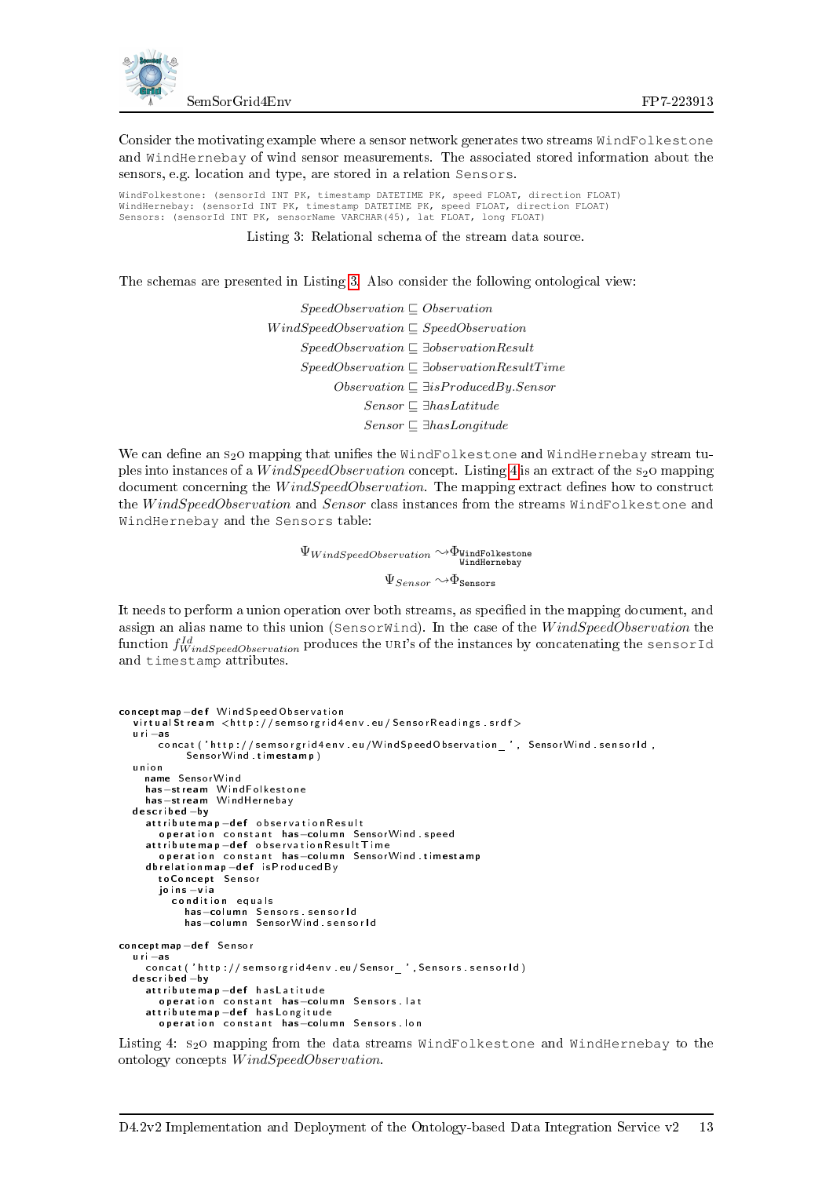Consider the motivating example where a sensor network generates two streams `WindFolkestone` and `WindHernebay` of wind sensor measurements. The associated stored information about the sensors, e.g. location and type, are stored in a relation `Sensors`.

```
WindFolkestone: (sensorId INT PK, timestamp DATETIME PK, speed FLOAT, direction FLOAT)
WindHernebay: (sensorId INT PK, timestamp DATETIME PK, speed FLOAT, direction FLOAT)
Sensors: (sensorId INT PK, sensorName VARCHAR(45), lat FLOAT, long FLOAT)
```

Listing 3: Relational schema of the stream data source.

The schemas are presented in Listing 3. Also consider the following ontological view:

$$SpeedObservation \sqsubseteq Observation$$
$$WindSpeedObservation \sqsubseteq SpeedObservation$$
$$SpeedObservation \sqsubseteq \exists observationResult$$
$$SpeedObservation \sqsubseteq \exists observationResultTime$$
$$Observation \sqsubseteq \exists isProducedBy.Sensor$$
$$Sensor \sqsubseteq \exists hasLatitude$$
$$Sensor \sqsubseteq \exists hasLongitude$$

We can define an S$_2$O mapping that unifies the `WindFolkestone` and `WindHernebay` stream tuples into instances of a *WindSpeedObservation* concept. Listing 4 is an extract of the S$_2$O mapping document concerning the *WindSpeedObservation*. The mapping extract defines how to construct the *WindSpeedObservation* and *Sensor* class instances from the streams `WindFolkestone` and `WindHernebay` and the `Sensors` table:

$$\Psi_{WindSpeedObservation} \rightsquigarrow \Phi_{\substack{\texttt{WindFolkestone} \\ \texttt{WindHernebay}}}$$
$$\Psi_{Sensor} \rightsquigarrow \Phi_{\texttt{Sensors}}$$

It needs to perform a union operation over both streams, as specified in the mapping document, and assign an alias name to this union (`SensorWind`). In the case of the *WindSpeedObservation* the function $f^{Id}_{WindSpeedObservation}$ produces the URI's of the instances by concatenating the `sensorId` and `timestamp` attributes.

```
conceptmap-def WindSpeedObservation
  virtualStream <http://semsorgrid4env.eu/SensorReadings.srdf>
  uri-as
      concat('http://semsorgrid4env.eu/WindSpeedObservation_', SensorWind.sensorId,
          SensorWind.timestamp)
  union
    name SensorWind
    has-stream WindFolkestone
    has-stream WindHernebay
  described-by
    attributemap-def observationResult
      operation constant has-column SensorWind.speed
    attributemap-def observationResultTime
      operation constant has-column SensorWind.timestamp
    dbrelationmap-def isProducedBy
      toConcept Sensor
      joins-via
        condition equals
          has-column Sensors.sensorId
          has-column SensorWind.sensorId

conceptmap-def Sensor
  uri-as
    concat('http://semsorgrid4env.eu/Sensor_',Sensors.sensorId)
  described-by
    attributemap-def hasLatitude
      operation constant has-column Sensors.lat
    attributemap-def hasLongitude
      operation constant has-column Sensors.lon
```

Listing 4: S$_2$O mapping from the data streams `WindFolkestone` and `WindHernebay` to the ontology concepts *WindSpeedObservation*.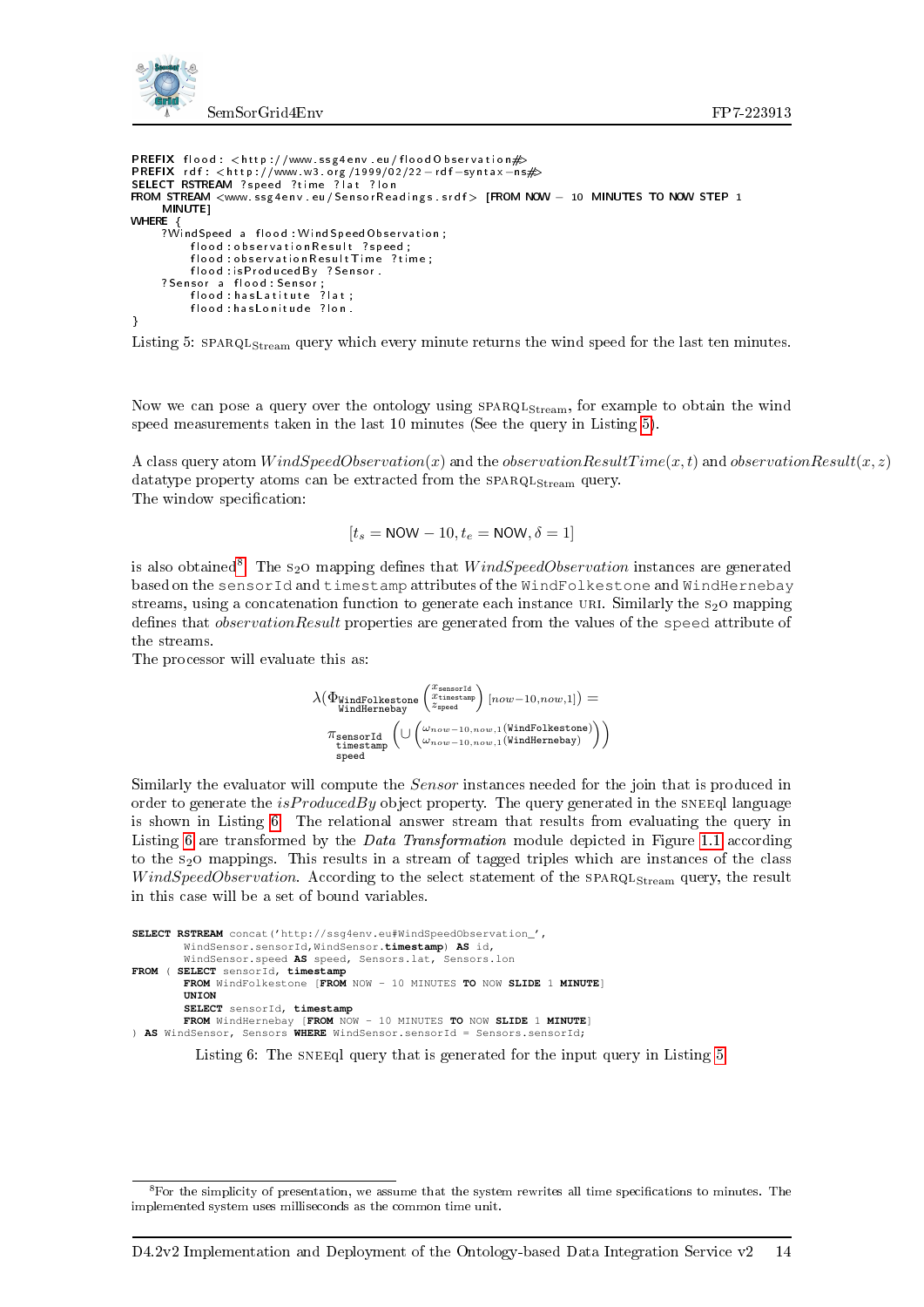```
PREFIX flood: <http://www.ssg4env.eu/floodObservation#>
PREFIX rdf: <http://www.w3.org/1999/02/22-rdf-syntax-ns#>
SELECT RSTREAM ?speed ?time ?lat ?lon
FROM STREAM <www.ssg4env.eu/SensorReadings.srdf> [FROM NOW - 10 MINUTES TO NOW STEP 1
    MINUTE]
WHERE {
    ?WindSpeed a flood:WindSpeedObservation;
        flood:observationResult ?speed;
        flood:observationResultTime ?time;
        flood:isProducedBy ?Sensor.
    ?Sensor a flood:Sensor;
        flood:hasLatitute ?lat;
        flood:hasLonitude ?lon.
}
```

Listing 5: SPARQL$_{\text{Stream}}$ query which every minute returns the wind speed for the last ten minutes.

Now we can pose a query over the ontology using SPARQL$_{\text{Stream}}$, for example to obtain the wind speed measurements taken in the last 10 minutes (See the query in Listing 5).

A class query atom $WindSpeedObservation(x)$ and the $observationResultTime(x, t)$ and $observationResult(x, z)$ datatype property atoms can be extracted from the SPARQL$_{\text{Stream}}$ query.
The window specification:

$$[t_s = \mathsf{NOW} - 10, t_e = \mathsf{NOW}, \delta = 1]$$

is also obtained[8]. The S$_2$O mapping defines that $WindSpeedObservation$ instances are generated based on the `sensorId` and `timestamp` attributes of the `WindFolkestone` and `WindHernebay` streams, using a concatenation function to generate each instance URI. Similarly the S$_2$O mapping defines that $observationResult$ properties are generated from the values of the `speed` attribute of the streams.
The processor will evaluate this as:

$$\lambda(\Phi_{\substack{\texttt{WindFolkestone}\\ \texttt{WindHernebay}}}\begin{pmatrix} x_{\texttt{sensorId}} \\ x_{\texttt{timestamp}} \\ z_{\texttt{speed}} \end{pmatrix}[now-10, now, 1]) =$$
$$\pi_{\substack{\texttt{sensorId}\\ \texttt{timestamp}\\ \texttt{speed}}}\left(\cup\begin{pmatrix} \omega_{now-10,now,1}(\texttt{WindFolkestone}) \\ \omega_{now-10,now,1}(\texttt{WindHernebay}) \end{pmatrix}\right)$$

Similarly the evaluator will compute the $Sensor$ instances needed for the join that is produced in order to generate the $isProducedBy$ object property. The query generated in the SNEEql language is shown in Listing 6. The relational answer stream that results from evaluating the query in Listing 6 are transformed by the *Data Transformation* module depicted in Figure 1.1 according to the S$_2$O mappings. This results in a stream of tagged triples which are instances of the class $WindSpeedObservation$. According to the select statement of the SPARQL$_{\text{Stream}}$ query, the result in this case will be a set of bound variables.

```
SELECT RSTREAM concat('http://ssg4env.eu#WindSpeedObservation_',
        WindSensor.sensorId,WindSensor.timestamp) AS id,
        WindSensor.speed AS speed, Sensors.lat, Sensors.lon
FROM ( SELECT sensorId, timestamp
        FROM WindFolkestone [FROM NOW - 10 MINUTES TO NOW SLIDE 1 MINUTE]
        UNION
        SELECT sensorId, timestamp
        FROM WindHernebay [FROM NOW - 10 MINUTES TO NOW SLIDE 1 MINUTE]
) AS WindSensor, Sensors WHERE WindSensor.sensorId = Sensors.sensorId;
```

Listing 6: The SNEEql query that is generated for the input query in Listing 5

[8] For the simplicity of presentation, we assume that the system rewrites all time specifications to minutes. The implemented system uses milliseconds as the common time unit.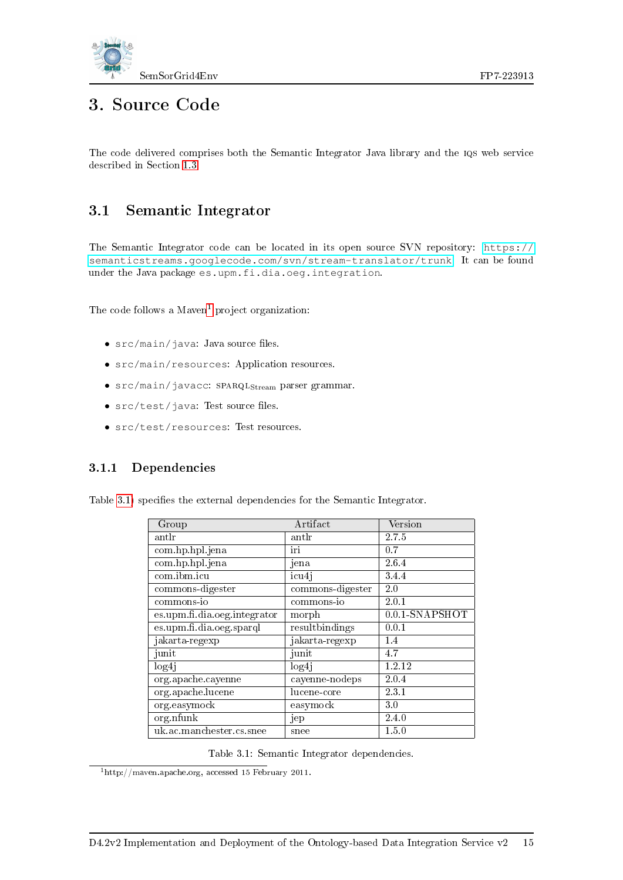# 3. Source Code

The code delivered comprises both the Semantic Integrator Java library and the IQS web service described in Section 1.3.

## 3.1 Semantic Integrator

The Semantic Integrator code can be located in its open source SVN repository: https://semanticstreams.googlecode.com/svn/stream-translator/trunk. It can be found under the Java package `es.upm.fi.dia.oeg.integration`.

The code follows a Maven[1] project organization:

- `src/main/java`: Java source files.
- `src/main/resources`: Application resources.
- `src/main/javacc`: SPARQL$_{\text{Stream}}$ parser grammar.
- `src/test/java`: Test source files.
- `src/test/resources`: Test resources.

### 3.1.1 Dependencies

Table 3.1 specifies the external dependencies for the Semantic Integrator.

| Group | Artifact | Version |
|---|---|---|
| antlr | antlr | 2.7.5 |
| com.hp.hpl.jena | iri | 0.7 |
| com.hp.hpl.jena | jena | 2.6.4 |
| com.ibm.icu | icu4j | 3.4.4 |
| commons-digester | commons-digester | 2.0 |
| commons-io | commons-io | 2.0.1 |
| es.upm.fi.dia.oeg.integrator | morph | 0.0.1-SNAPSHOT |
| es.upm.fi.dia.oeg.sparql | resultbindings | 0.0.1 |
| jakarta-regexp | jakarta-regexp | 1.4 |
| junit | junit | 4.7 |
| log4j | log4j | 1.2.12 |
| org.apache.cayenne | cayenne-nodeps | 2.0.4 |
| org.apache.lucene | lucene-core | 2.3.1 |
| org.easymock | easymock | 3.0 |
| org.nfunk | jep | 2.4.0 |
| uk.ac.manchester.cs.snee | snee | 1.5.0 |

Table 3.1: Semantic Integrator dependencies.

[1] http://maven.apache.org, accessed 15 February 2011.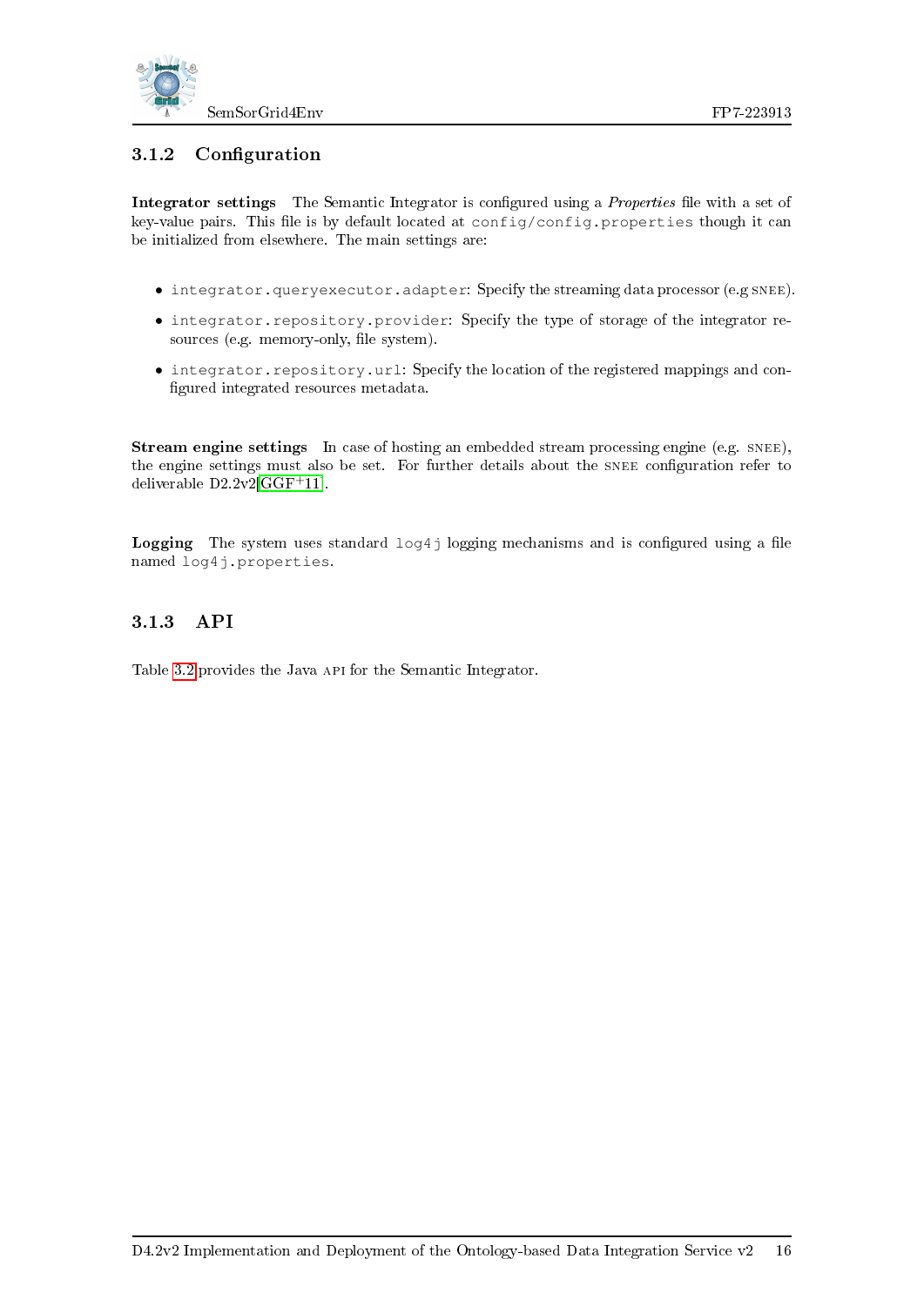### 3.1.2 Configuration

**Integrator settings** The Semantic Integrator is configured using a *Properties* file with a set of key-value pairs. This file is by default located at `config/config.properties` though it can be initialized from elsewhere. The main settings are:

- `integrator.queryexecutor.adapter`: Specify the streaming data processor (e.g SNEE).
- `integrator.repository.provider`: Specify the type of storage of the integrator resources (e.g. memory-only, file system).
- `integrator.repository.url`: Specify the location of the registered mappings and configured integrated resources metadata.

**Stream engine settings** In case of hosting an embedded stream processing engine (e.g. SNEE), the engine settings must also be set. For further details about the SNEE configuration refer to deliverable D2.2v2[GGF+11].

**Logging** The system uses standard `log4j` logging mechanisms and is configured using a file named `log4j.properties`.

### 3.1.3 API

Table 3.2 provides the Java API for the Semantic Integrator.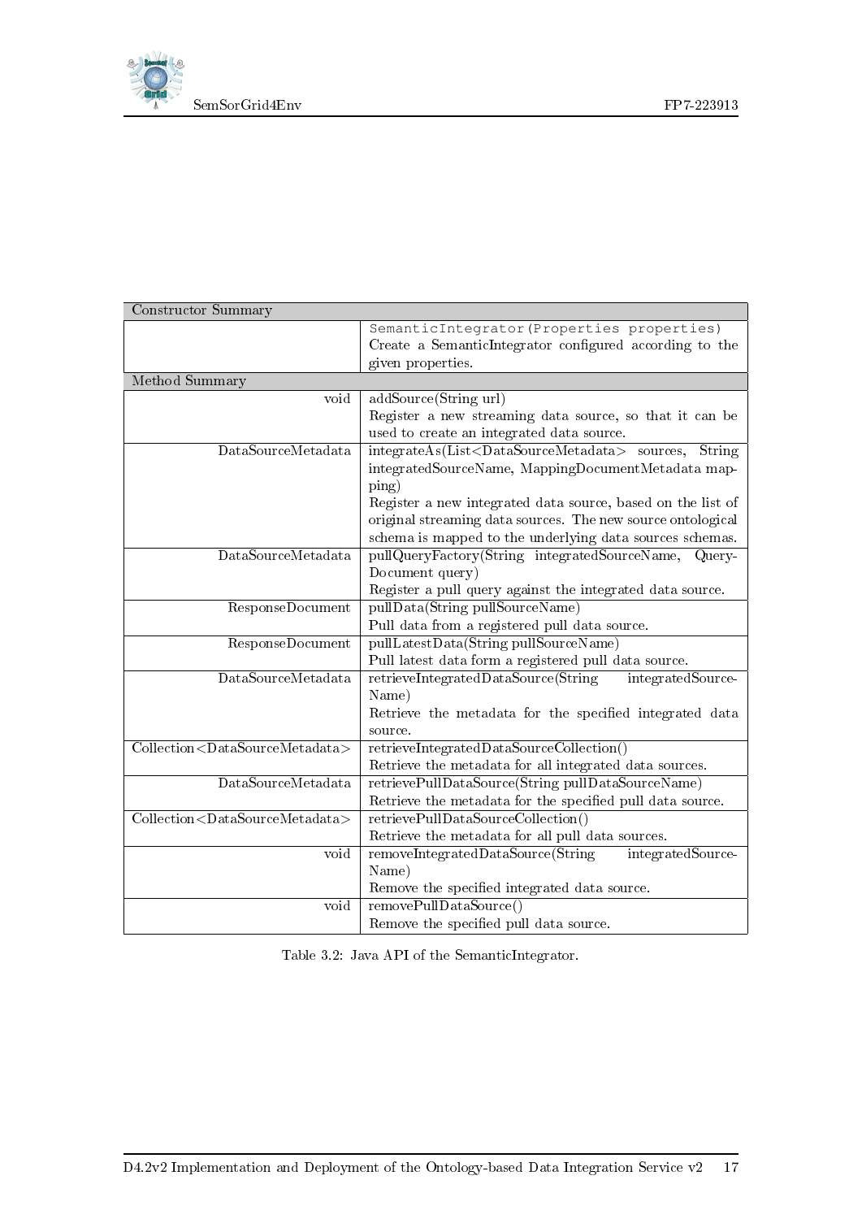| Constructor Summary | |
|---|---|
| | `SemanticIntegrator(Properties properties)` Create a SemanticIntegrator configured according to the given properties. |
| **Method Summary** | |
| void | addSource(String url) Register a new streaming data source, so that it can be used to create an integrated data source. |
| DataSourceMetadata | integrateAs(List<DataSourceMetadata> sources, String integratedSourceName, MappingDocumentMetadata mapping) Register a new integrated data source, based on the list of original streaming data sources. The new source ontological schema is mapped to the underlying data sources schemas. |
| DataSourceMetadata | pullQueryFactory(String integratedSourceName, QueryDocument query) Register a pull query against the integrated data source. |
| ResponseDocument | pullData(String pullSourceName) Pull data from a registered pull data source. |
| ResponseDocument | pullLatestData(String pullSourceName) Pull latest data form a registered pull data source. |
| DataSourceMetadata | retrieveIntegratedDataSource(String integratedSourceName) Retrieve the metadata for the specified integrated data source. |
| Collection<DataSourceMetadata> | retrieveIntegratedDataSourceCollection() Retrieve the metadata for all integrated data sources. |
| DataSourceMetadata | retrievePullDataSource(String pullDataSourceName) Retrieve the metadata for the specified pull data source. |
| Collection<DataSourceMetadata> | retrievePullDataSourceCollection() Retrieve the metadata for all pull data sources. |
| void | removeIntegratedDataSource(String integratedSourceName) Remove the specified integrated data source. |
| void | removePullDataSource() Remove the specified pull data source. |

Table 3.2: Java API of the SemanticIntegrator.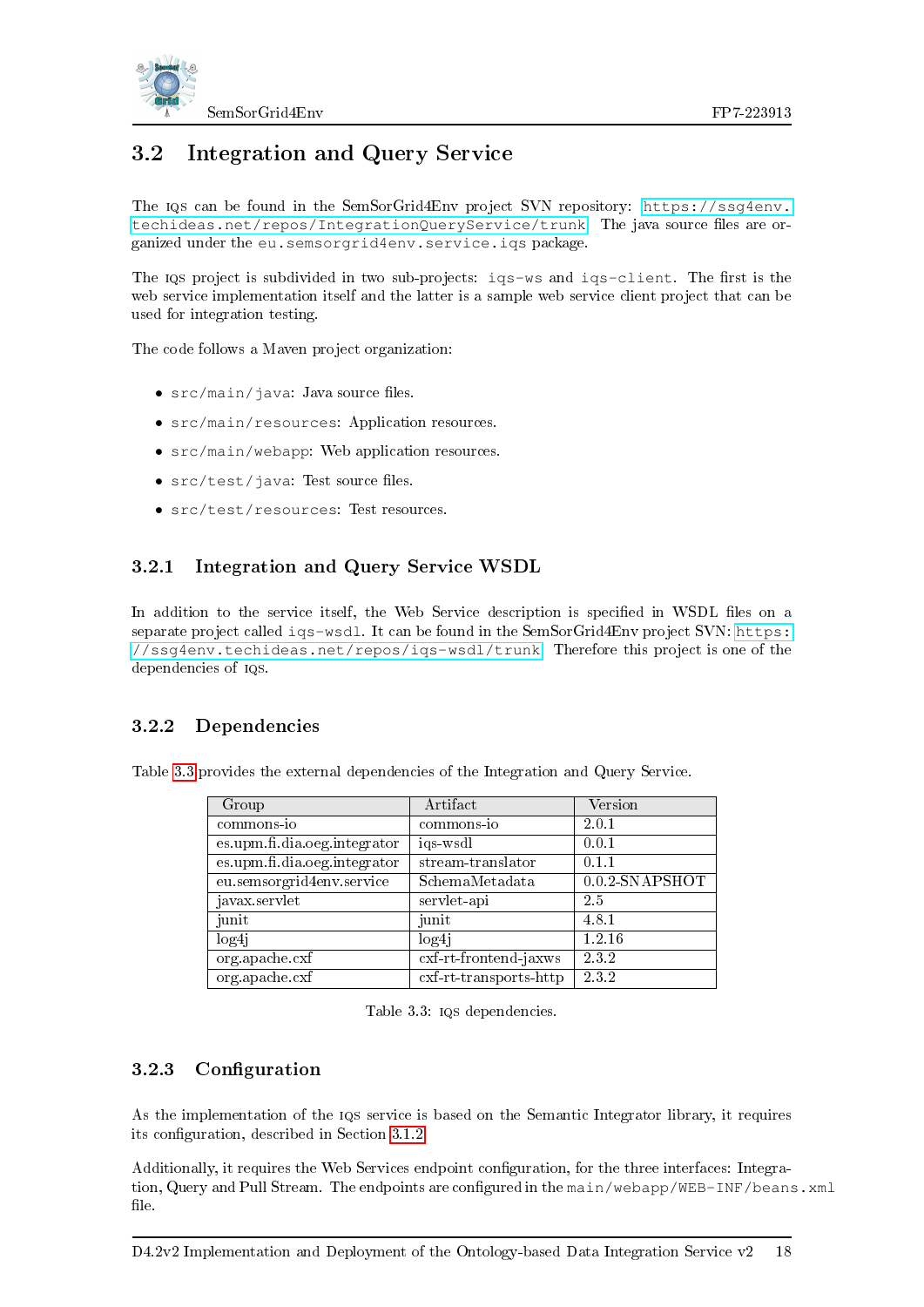## 3.2 Integration and Query Service

The IQS can be found in the SemSorGrid4Env project SVN repository: https://ssg4env.techideas.net/repos/IntegrationQueryService/trunk. The java source files are organized under the `eu.semsorgrid4env.service.iqs` package.

The IQS project is subdivided in two sub-projects: `iqs-ws` and `iqs-client`. The first is the web service implementation itself and the latter is a sample web service client project that can be used for integration testing.

The code follows a Maven project organization:

- `src/main/java`: Java source files.
- `src/main/resources`: Application resources.
- `src/main/webapp`: Web application resources.
- `src/test/java`: Test source files.
- `src/test/resources`: Test resources.

### 3.2.1 Integration and Query Service WSDL

In addition to the service itself, the Web Service description is specified in WSDL files on a separate project called `iqs-wsdl`. It can be found in the SemSorGrid4Env project SVN: https://ssg4env.techideas.net/repos/iqs-wsdl/trunk. Therefore this project is one of the dependencies of IQS.

### 3.2.2 Dependencies

Table 3.3 provides the external dependencies of the Integration and Query Service.

| Group | Artifact | Version |
|---|---|---|
| commons-io | commons-io | 2.0.1 |
| es.upm.fi.dia.oeg.integrator | iqs-wsdl | 0.0.1 |
| es.upm.fi.dia.oeg.integrator | stream-translator | 0.1.1 |
| eu.semsorgrid4env.service | SchemaMetadata | 0.0.2-SNAPSHOT |
| javax.servlet | servlet-api | 2.5 |
| junit | junit | 4.8.1 |
| log4j | log4j | 1.2.16 |
| org.apache.cxf | cxf-rt-frontend-jaxws | 2.3.2 |
| org.apache.cxf | cxf-rt-transports-http | 2.3.2 |

Table 3.3: IQS dependencies.

### 3.2.3 Configuration

As the implementation of the IQS service is based on the Semantic Integrator library, it requires its configuration, described in Section 3.1.2.

Additionally, it requires the Web Services endpoint configuration, for the three interfaces: Integration, Query and Pull Stream. The endpoints are configured in the `main/webapp/WEB-INF/beans.xml` file.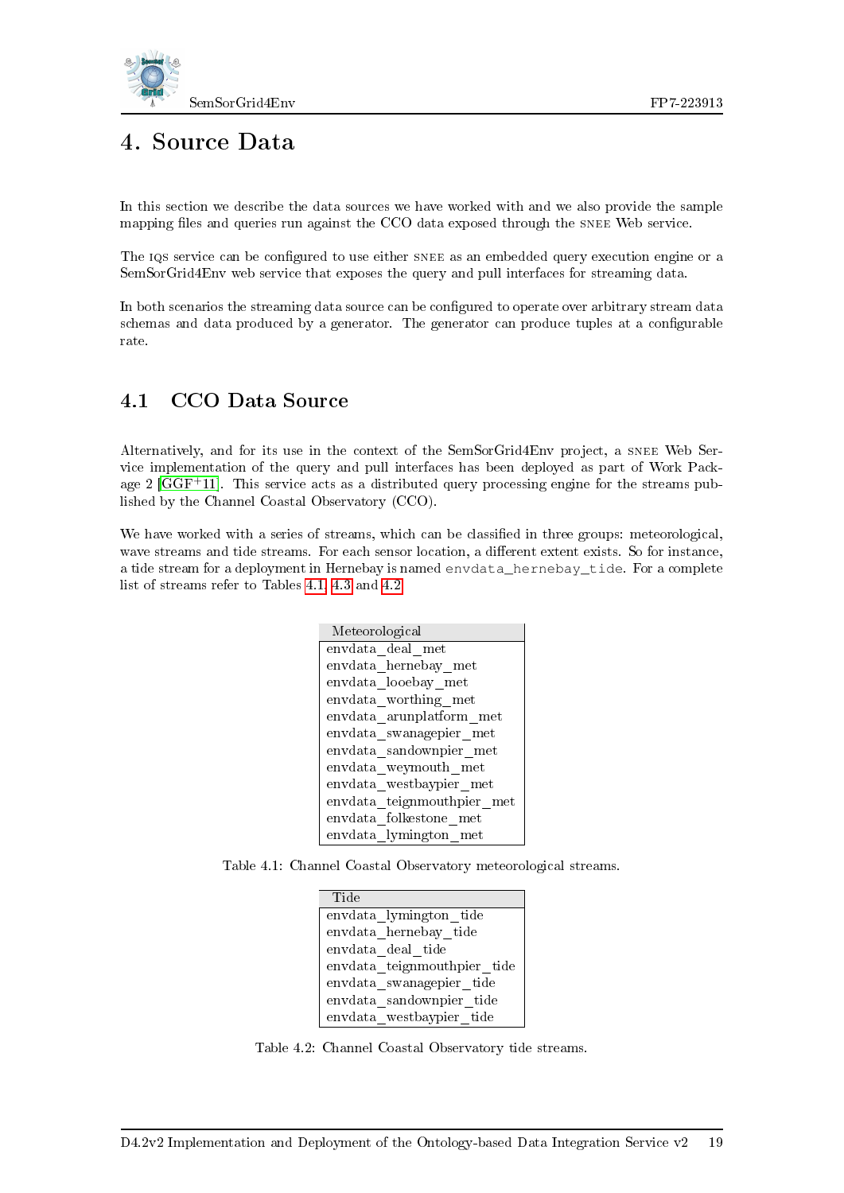# 4. Source Data

In this section we describe the data sources we have worked with and we also provide the sample mapping files and queries run against the CCO data exposed through the SNEE Web service.

The IQS service can be configured to use either SNEE as an embedded query execution engine or a SemSorGrid4Env web service that exposes the query and pull interfaces for streaming data.

In both scenarios the streaming data source can be configured to operate over arbitrary stream data schemas and data produced by a generator. The generator can produce tuples at a configurable rate.

## 4.1 CCO Data Source

Alternatively, and for its use in the context of the SemSorGrid4Env project, a SNEE Web Service implementation of the query and pull interfaces has been deployed as part of Work Package 2 [GGF+11]. This service acts as a distributed query processing engine for the streams published by the Channel Coastal Observatory (CCO).

We have worked with a series of streams, which can be classified in three groups: meteorological, wave streams and tide streams. For each sensor location, a different extent exists. So for instance, a tide stream for a deployment in Hernebay is named `envdata_hernebay_tide`. For a complete list of streams refer to Tables 4.1, 4.3 and 4.2.

| Meteorological |
|---|
| envdata_deal_met |
| envdata_hernebay_met |
| envdata_looebay_met |
| envdata_worthing_met |
| envdata_arunplatform_met |
| envdata_swanagepier_met |
| envdata_sandownpier_met |
| envdata_weymouth_met |
| envdata_westbaypier_met |
| envdata_teignmouthpier_met |
| envdata_folkestone_met |
| envdata_lymington_met |

Table 4.1: Channel Coastal Observatory meteorological streams.

| Tide |
|---|
| envdata_lymington_tide |
| envdata_hernebay_tide |
| envdata_deal_tide |
| envdata_teignmouthpier_tide |
| envdata_swanagepier_tide |
| envdata_sandownpier_tide |
| envdata_westbaypier_tide |

Table 4.2: Channel Coastal Observatory tide streams.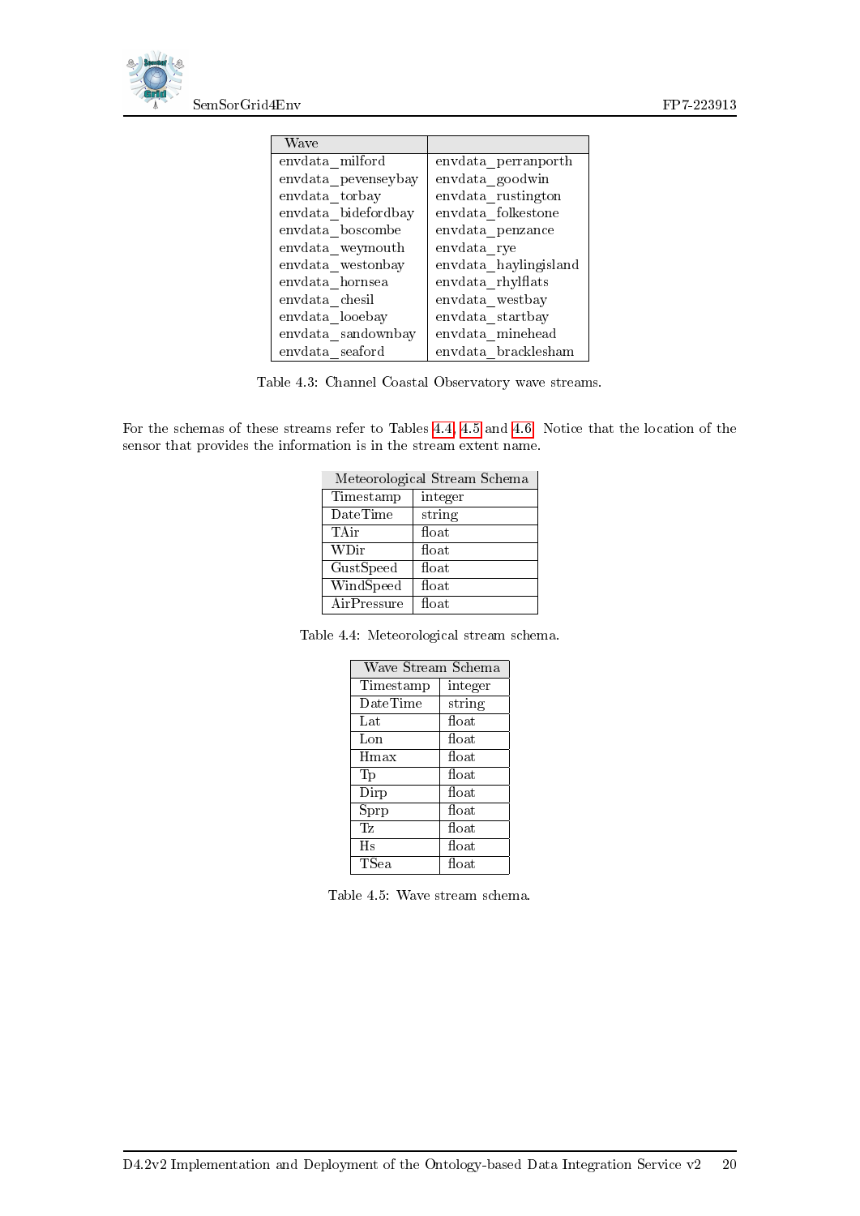| Wave | |
|---|---|
| envdata_milford | envdata_perranporth |
| envdata_pevenseybay | envdata_goodwin |
| envdata_torbay | envdata_rustington |
| envdata_bidefordbay | envdata_folkestone |
| envdata_boscombe | envdata_penzance |
| envdata_weymouth | envdata_rye |
| envdata_westonbay | envdata_haylingisland |
| envdata_hornsea | envdata_rhylflats |
| envdata_chesil | envdata_westbay |
| envdata_looebay | envdata_startbay |
| envdata_sandownbay | envdata_minehead |
| envdata_seaford | envdata_bracklesham |

Table 4.3: Channel Coastal Observatory wave streams.

For the schemas of these streams refer to Tables 4.4, 4.5 and 4.6. Notice that the location of the sensor that provides the information is in the stream extent name.

| Meteorological Stream Schema | |
|---|---|
| Timestamp | integer |
| DateTime | string |
| TAir | float |
| WDir | float |
| GustSpeed | float |
| WindSpeed | float |
| AirPressure | float |

Table 4.4: Meteorological stream schema.

| Wave Stream Schema | |
|---|---|
| Timestamp | integer |
| DateTime | string |
| Lat | float |
| Lon | float |
| Hmax | float |
| Tp | float |
| Dirp | float |
| Sprp | float |
| Tz | float |
| Hs | float |
| TSea | float |

Table 4.5: Wave stream schema.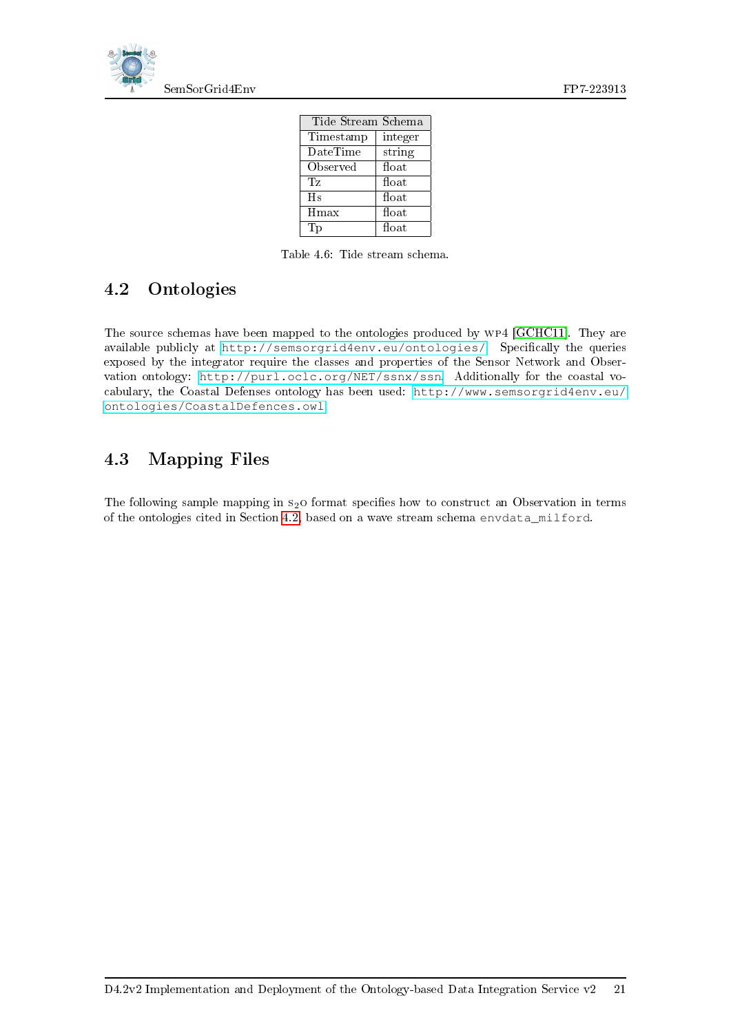| Tide Stream Schema | |
|---|---|
| Timestamp | integer |
| DateTime | string |
| Observed | float |
| Tz | float |
| Hs | float |
| Hmax | float |
| Tp | float |

Table 4.6: Tide stream schema.

## 4.2 Ontologies

The source schemas have been mapped to the ontologies produced by WP4 [GCHC11]. They are available publicly at http://semsorgrid4env.eu/ontologies/. Specifically the queries exposed by the integrator require the classes and properties of the Sensor Network and Observation ontology: http://purl.oclc.org/NET/ssnx/ssn. Additionally for the coastal vocabulary, the Coastal Defenses ontology has been used: http://www.semsorgrid4env.eu/ontologies/CoastalDefences.owl

## 4.3 Mapping Files

The following sample mapping in $S_2O$ format specifies how to construct an Observation in terms of the ontologies cited in Section 4.2, based on a wave stream schema `envdata_milford`.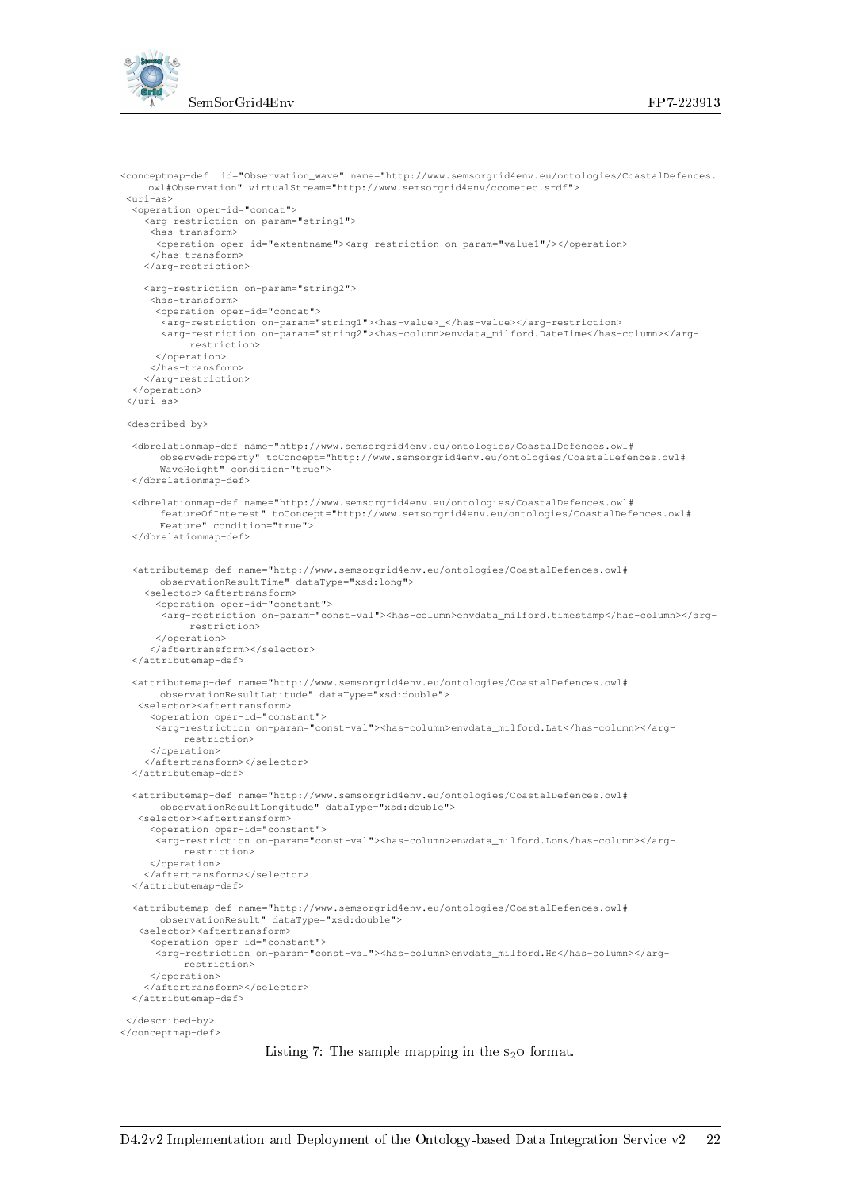```
<conceptmap-def  id="Observation_wave" name="http://www.semsorgrid4env.eu/ontologies/CoastalDefences.
    owl#Observation" virtualStream="http://www.semsorgrid4env/ccometeo.srdf">
 <uri-as>
  <operation oper-id="concat">
    <arg-restriction on-param="string1">
     <has-transform>
      <operation oper-id="extentname"><arg-restriction on-param="value1"/></operation>
     </has-transform>
    </arg-restriction>

    <arg-restriction on-param="string2">
     <has-transform>
      <operation oper-id="concat">
       <arg-restriction on-param="string1"><has-value>_</has-value></arg-restriction>
       <arg-restriction on-param="string2"><has-column>envdata_milford.DateTime</has-column></arg-
            restriction>
      </operation>
     </has-transform>
    </arg-restriction>
  </operation>
 </uri-as>

 <described-by>

  <dbrelationmap-def name="http://www.semsorgrid4env.eu/ontologies/CoastalDefences.owl#
       observedProperty" toConcept="http://www.semsorgrid4env.eu/ontologies/CoastalDefences.owl#
       WaveHeight" condition="true">
  </dbrelationmap-def>

  <dbrelationmap-def name="http://www.semsorgrid4env.eu/ontologies/CoastalDefences.owl#
       featureOfInterest" toConcept="http://www.semsorgrid4env.eu/ontologies/CoastalDefences.owl#
       Feature" condition="true">
  </dbrelationmap-def>


  <attributemap-def name="http://www.semsorgrid4env.eu/ontologies/CoastalDefences.owl#
       observationResultTime" dataType="xsd:long">
    <selector><aftertransform>
      <operation oper-id="constant">
       <arg-restriction on-param="const-val"><has-column>envdata_milford.timestamp</has-column></arg-
            restriction>
      </operation>
     </aftertransform></selector>
  </attributemap-def>

  <attributemap-def name="http://www.semsorgrid4env.eu/ontologies/CoastalDefences.owl#
       observationResultLatitude" dataType="xsd:double">
   <selector><aftertransform>
     <operation oper-id="constant">
      <arg-restriction on-param="const-val"><has-column>envdata_milford.Lat</has-column></arg-
           restriction>
     </operation>
    </aftertransform></selector>
  </attributemap-def>

  <attributemap-def name="http://www.semsorgrid4env.eu/ontologies/CoastalDefences.owl#
       observationResultLongitude" dataType="xsd:double">
   <selector><aftertransform>
     <operation oper-id="constant">
      <arg-restriction on-param="const-val"><has-column>envdata_milford.Lon</has-column></arg-
           restriction>
     </operation>
    </aftertransform></selector>
  </attributemap-def>

  <attributemap-def name="http://www.semsorgrid4env.eu/ontologies/CoastalDefences.owl#
       observationResult" dataType="xsd:double">
   <selector><aftertransform>
     <operation oper-id="constant">
      <arg-restriction on-param="const-val"><has-column>envdata_milford.Hs</has-column></arg-
           restriction>
     </operation>
    </aftertransform></selector>
  </attributemap-def>

 </described-by>
</conceptmap-def>
```

Listing 7: The sample mapping in the $S_2O$ format.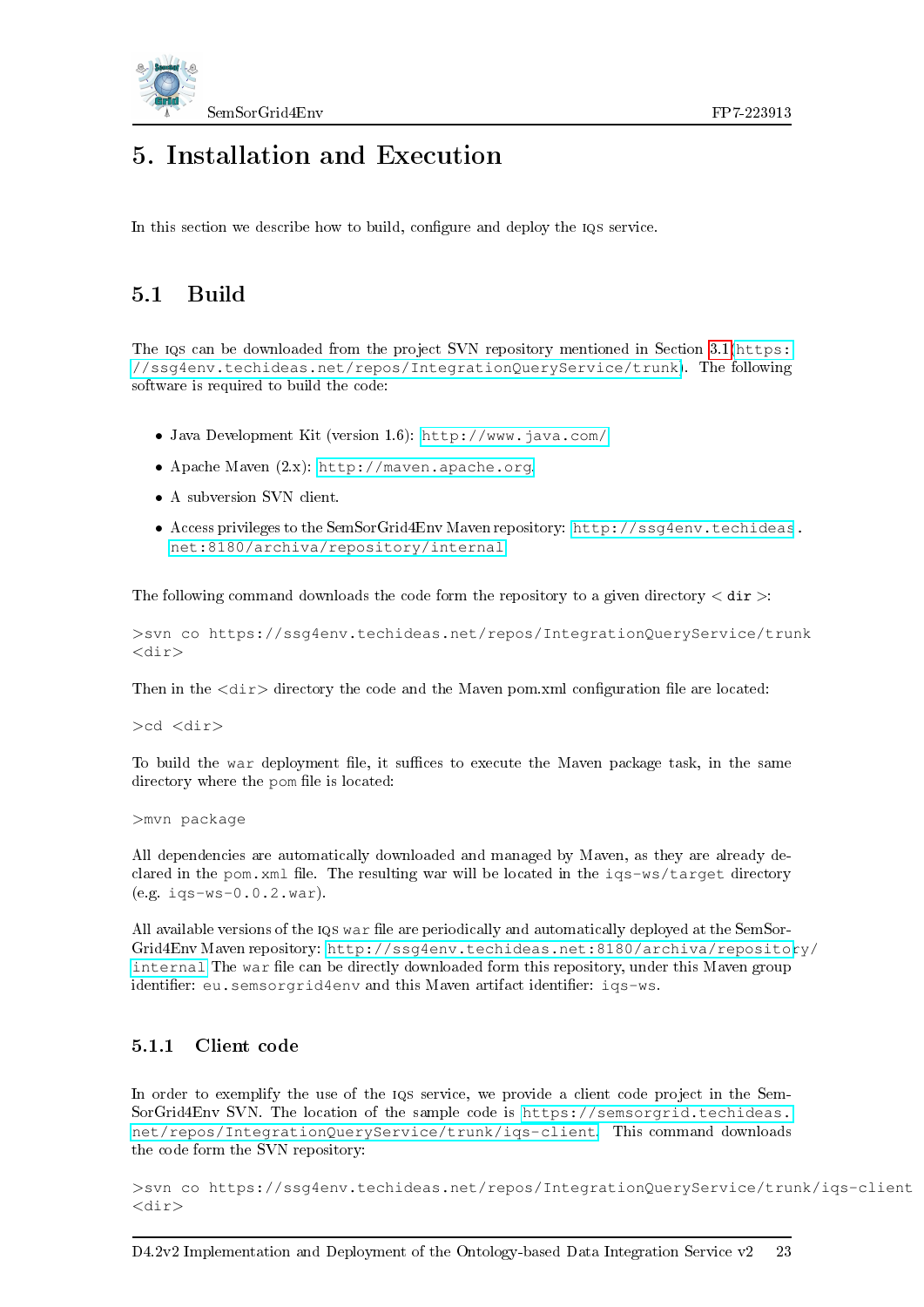# 5. Installation and Execution

In this section we describe how to build, configure and deploy the IQS service.

## 5.1 Build

The IQS can be downloaded from the project SVN repository mentioned in Section 3.1 (https://ssg4env.techideas.net/repos/IntegrationQueryService/trunk). The following software is required to build the code:

- Java Development Kit (version 1.6): http://www.java.com/
- Apache Maven (2.x): http://maven.apache.org
- A subversion SVN client.
- Access privileges to the SemSorGrid4Env Maven repository: http://ssg4env.techideas.net:8180/archiva/repository/internal

The following command downloads the code form the repository to a given directory < dir >:

```
>svn co https://ssg4env.techideas.net/repos/IntegrationQueryService/trunk
<dir>
```

Then in the <dir> directory the code and the Maven pom.xml configuration file are located:

```
>cd <dir>
```

To build the war deployment file, it suffices to execute the Maven package task, in the same directory where the pom file is located:

```
>mvn package
```

All dependencies are automatically downloaded and managed by Maven, as they are already declared in the pom.xml file. The resulting war will be located in the iqs-ws/target directory (e.g. iqs-ws-0.0.2.war).

All available versions of the IQS war file are periodically and automatically deployed at the SemSorGrid4Env Maven repository: http://ssg4env.techideas.net:8180/archiva/repository/internal The war file can be directly downloaded form this repository, under this Maven group identifier: eu.semsorgrid4env and this Maven artifact identifier: iqs-ws.

### 5.1.1 Client code

In order to exemplify the use of the IQS service, we provide a client code project in the SemSorGrid4Env SVN. The location of the sample code is https://semsorgrid.techideas.net/repos/IntegrationQueryService/trunk/iqs-client. This command downloads the code form the SVN repository:

```
>svn co https://ssg4env.techideas.net/repos/IntegrationQueryService/trunk/iqs-client
<dir>
```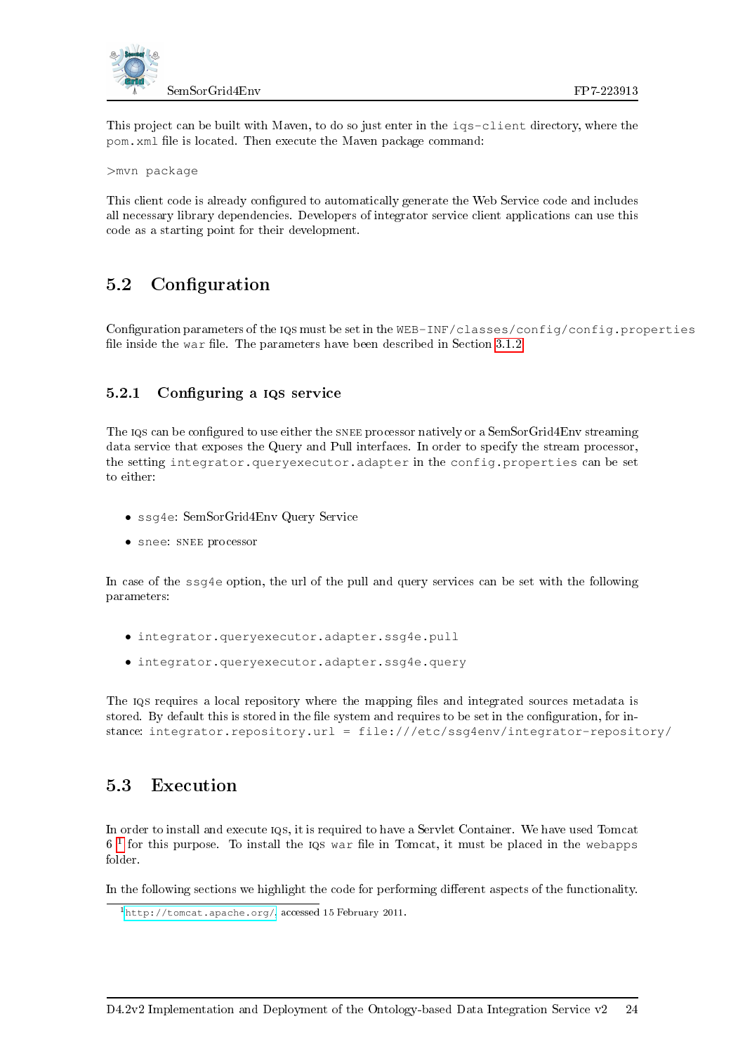This project can be built with Maven, to do so just enter in the iqs-client directory, where the pom.xml file is located. Then execute the Maven package command:

```
>mvn package
```

This client code is already configured to automatically generate the Web Service code and includes all necessary library dependencies. Developers of integrator service client applications can use this code as a starting point for their development.

## 5.2 Configuration

Configuration parameters of the IQS must be set in the WEB-INF/classes/config/config.properties file inside the war file. The parameters have been described in Section 3.1.2.

### 5.2.1 Configuring a IQS service

The IQS can be configured to use either the SNEE processor natively or a SemSorGrid4Env streaming data service that exposes the Query and Pull interfaces. In order to specify the stream processor, the setting integrator.queryexecutor.adapter in the config.properties can be set to either:

- ssg4e: SemSorGrid4Env Query Service
- snee: SNEE processor

In case of the ssg4e option, the url of the pull and query services can be set with the following parameters:

- integrator.queryexecutor.adapter.ssg4e.pull
- integrator.queryexecutor.adapter.ssg4e.query

The IQS requires a local repository where the mapping files and integrated sources metadata is stored. By default this is stored in the file system and requires to be set in the configuration, for instance: integrator.repository.url = file:///etc/ssg4env/integrator-repository/

## 5.3 Execution

In order to install and execute IQS, it is required to have a Servlet Container. We have used Tomcat 6 [1] for this purpose. To install the IQS war file in Tomcat, it must be placed in the webapps folder.

In the following sections we highlight the code for performing different aspects of the functionality.

[1] http://tomcat.apache.org/, accessed 15 February 2011.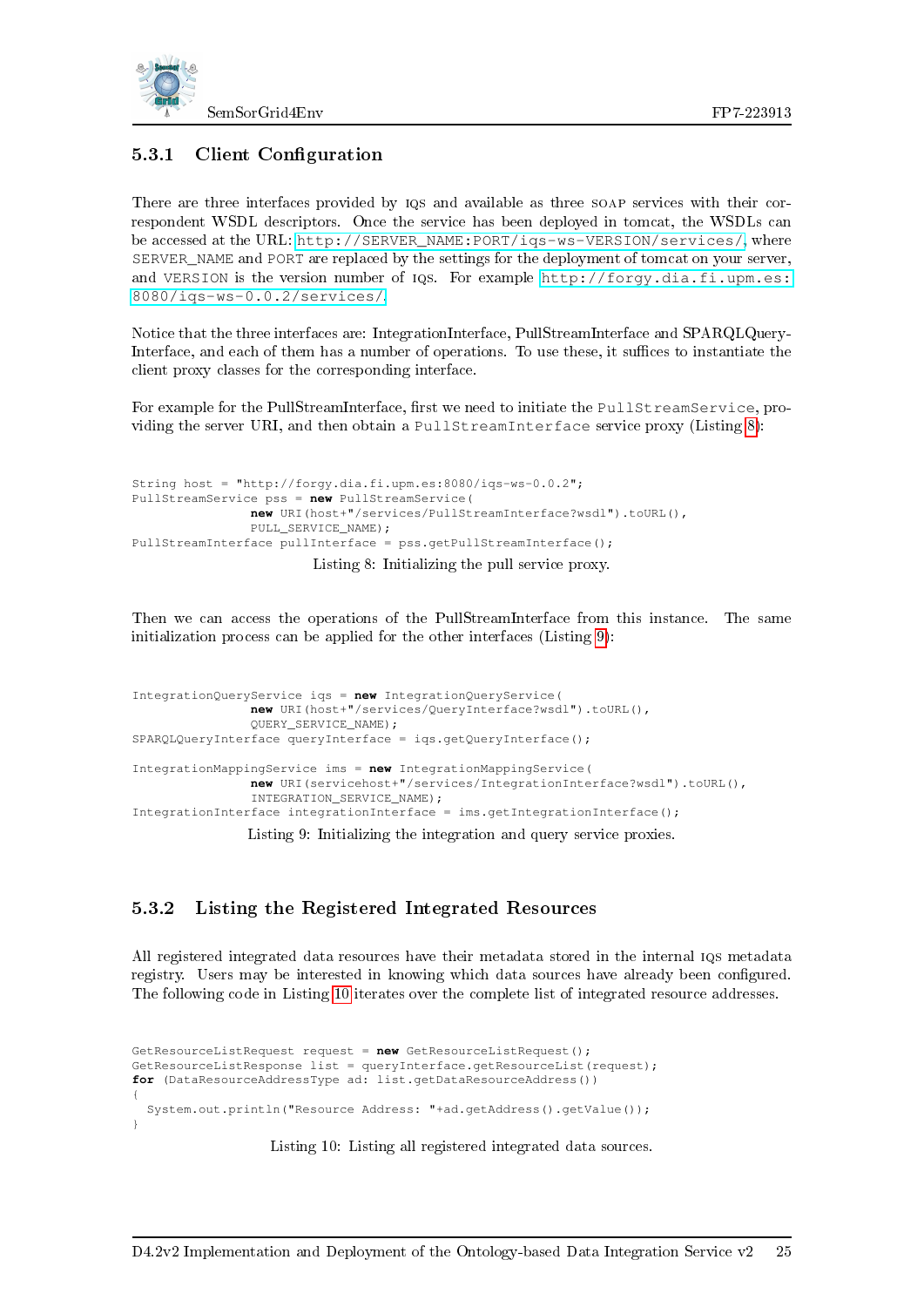### 5.3.1 Client Configuration

There are three interfaces provided by IQS and available as three SOAP services with their correspondent WSDL descriptors. Once the service has been deployed in tomcat, the WSDLs can be accessed at the URL: `http://SERVER_NAME:PORT/iqs-ws-VERSION/services/`, where `SERVER_NAME` and `PORT` are replaced by the settings for the deployment of tomcat on your server, and `VERSION` is the version number of IQS. For example `http://forgy.dia.fi.upm.es:8080/iqs-ws-0.0.2/services/`.

Notice that the three interfaces are: IntegrationInterface, PullStreamInterface and SPARQLQueryInterface, and each of them has a number of operations. To use these, it suffices to instantiate the client proxy classes for the corresponding interface.

For example for the PullStreamInterface, first we need to initiate the `PullStreamService`, providing the server URI, and then obtain a `PullStreamInterface` service proxy (Listing 8):

```
String host = "http://forgy.dia.fi.upm.es:8080/iqs-ws-0.0.2";
PullStreamService pss = new PullStreamService(
                new URI(host+"/services/PullStreamInterface?wsdl").toURL(),
                PULL_SERVICE_NAME);
PullStreamInterface pullInterface = pss.getPullStreamInterface();
```

Listing 8: Initializing the pull service proxy.

Then we can access the operations of the PullStreamInterface from this instance. The same initialization process can be applied for the other interfaces (Listing 9):

```
IntegrationQueryService iqs = new IntegrationQueryService(
                new URI(host+"/services/QueryInterface?wsdl").toURL(),
                QUERY_SERVICE_NAME);
SPARQLQueryInterface queryInterface = iqs.getQueryInterface();

IntegrationMappingService ims = new IntegrationMappingService(
                new URI(servicehost+"/services/IntegrationInterface?wsdl").toURL(),
                INTEGRATION_SERVICE_NAME);
IntegrationInterface integrationInterface = ims.getIntegrationInterface();
```

Listing 9: Initializing the integration and query service proxies.

### 5.3.2 Listing the Registered Integrated Resources

All registered integrated data resources have their metadata stored in the internal IQS metadata registry. Users may be interested in knowing which data sources have already been configured. The following code in Listing 10 iterates over the complete list of integrated resource addresses.

```
GetResourceListRequest request = new GetResourceListRequest();
GetResourceListResponse list = queryInterface.getResourceList(request);
for (DataResourceAddressType ad: list.getDataResourceAddress())
{
  System.out.println("Resource Address: "+ad.getAddress().getValue());
}
```

Listing 10: Listing all registered integrated data sources.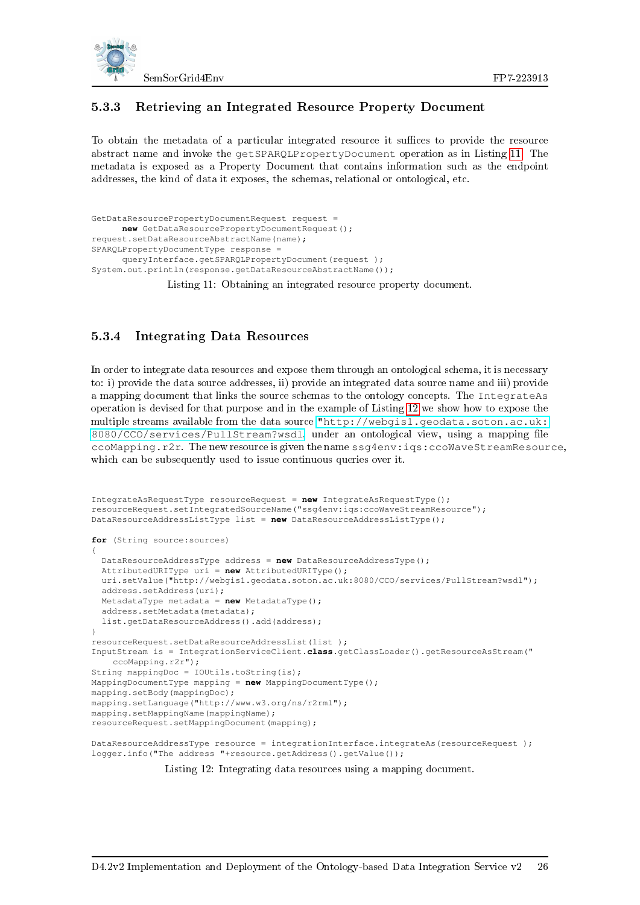### 5.3.3 Retrieving an Integrated Resource Property Document

To obtain the metadata of a particular integrated resource it suffices to provide the resource abstract name and invoke the `getSPARQLPropertyDocument` operation as in Listing 11. The metadata is exposed as a Property Document that contains information such as the endpoint addresses, the kind of data it exposes, the schemas, relational or ontological, etc.

```
GetDataResourcePropertyDocumentRequest request =
      new GetDataResourcePropertyDocumentRequest();
request.setDataResourceAbstractName(name);
SPARQLPropertyDocumentType response =
      queryInterface.getSPARQLPropertyDocument(request );
System.out.println(response.getDataResourceAbstractName());
```

Listing 11: Obtaining an integrated resource property document.

### 5.3.4 Integrating Data Resources

In order to integrate data resources and expose them through an ontological schema, it is necessary to: i) provide the data source addresses, ii) provide an integrated data source name and iii) provide a mapping document that links the source schemas to the ontology concepts. The `IntegrateAs` operation is devised for that purpose and in the example of Listing 12 we show how to expose the multiple streams available from the data source `"http://webgis1.geodata.soton.ac.uk:8080/CCO/services/PullStream?wsdl` under an ontological view, using a mapping file `ccoMapping.r2r`. The new resource is given the name `ssg4env:iqs:ccoWaveStreamResource`, which can be subsequently used to issue continuous queries over it.

```
IntegrateAsRequestType resourceRequest = new IntegrateAsRequestType();
resourceRequest.setIntegratedSourceName("ssg4env:iqs:ccoWaveStreamResource");
DataResourceAddressListType list = new DataResourceAddressListType();

for (String source:sources)
{
  DataResourceAddressType address = new DataResourceAddressType();
  AttributedURIType uri = new AttributedURIType();
  uri.setValue("http://webgis1.geodata.soton.ac.uk:8080/CCO/services/PullStream?wsdl");
  address.setAddress(uri);
  MetadataType metadata = new MetadataType();
  address.setMetadata(metadata);
  list.getDataResourceAddress().add(address);
}
resourceRequest.setDataResourceAddressList(list );
InputStream is = IntegrationServiceClient.class.getClassLoader().getResourceAsStream("
    ccoMapping.r2r");
String mappingDoc = IOUtils.toString(is);
MappingDocumentType mapping = new MappingDocumentType();
mapping.setBody(mappingDoc);
mapping.setLanguage("http://www.w3.org/ns/r2rml");
mapping.setMappingName(mappingName);
resourceRequest.setMappingDocument(mapping);

DataResourceAddressType resource = integrationInterface.integrateAs(resourceRequest );
logger.info("The address "+resource.getAddress().getValue());
```

Listing 12: Integrating data resources using a mapping document.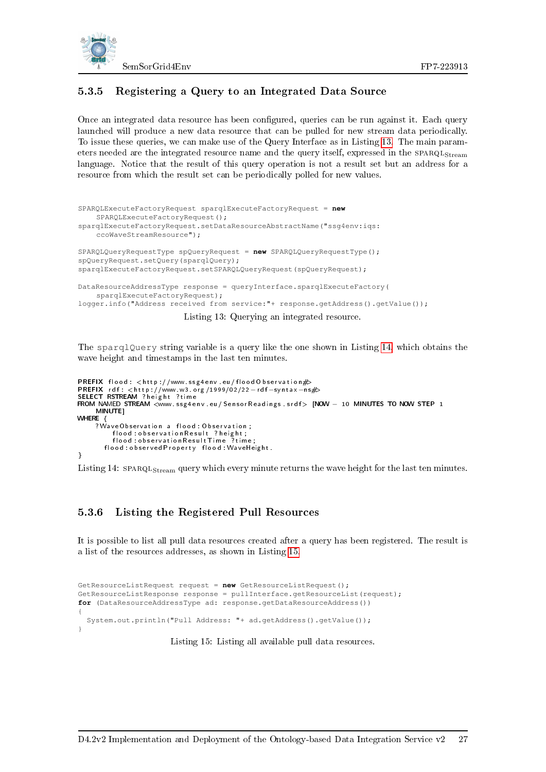### 5.3.5 Registering a Query to an Integrated Data Source

Once an integrated data resource has been configured, queries can be run against it. Each query launched will produce a new data resource that can be pulled for new stream data periodically. To issue these queries, we can make use of the Query Interface as in Listing 13. The main parameters needed are the integrated resource name and the query itself, expressed in the SPARQL$_{\text{Stream}}$ language. Notice that the result of this query operation is not a result set but an address for a resource from which the result set can be periodically polled for new values.

```
SPARQLExecuteFactoryRequest sparqlExecuteFactoryRequest = new
    SPARQLExecuteFactoryRequest();
sparqlExecuteFactoryRequest.setDataResourceAbstractName("ssg4env:iqs:
    ccoWaveStreamResource");

SPARQLQueryRequestType spQueryRequest = new SPARQLQueryRequestType();
spQueryRequest.setQuery(sparqlQuery);
sparqlExecuteFactoryRequest.setSPARQLQueryRequest(spQueryRequest);

DataResourceAddressType response = queryInterface.sparqlExecuteFactory(
    sparqlExecuteFactoryRequest);
logger.info("Address received from service:"+ response.getAddress().getValue());
```

Listing 13: Querying an integrated resource.

The sparqlQuery string variable is a query like the one shown in Listing 14, which obtains the wave height and timestamps in the last ten minutes.

```
PREFIX flood: <http://www.ssg4env.eu/floodObservation#>
PREFIX rdf: <http://www.w3.org/1999/02/22-rdf-syntax-ns#>
SELECT RSTREAM ?height ?time
FROM NAMED STREAM <www.ssg4env.eu/SensorReadings.srdf> [NOW - 10 MINUTES TO NOW STEP 1
    MINUTE]
WHERE {
    ?WaveObservation a flood:Observation;
        flood:observationResult ?height;
        flood:observationResultTime ?time;
      flood:observedProperty flood:WaveHeight.
}
```

Listing 14: SPARQL$_{\text{Stream}}$ query which every minute returns the wave height for the last ten minutes.

### 5.3.6 Listing the Registered Pull Resources

It is possible to list all pull data resources created after a query has been registered. The result is a list of the resources addresses, as shown in Listing 15.

```
GetResourceListRequest request = new GetResourceListRequest();
GetResourceListResponse response = pullInterface.getResourceList(request);
for (DataResourceAddressType ad: response.getDataResourceAddress())
{
  System.out.println("Pull Address: "+ ad.getAddress().getValue());
}
```

Listing 15: Listing all available pull data resources.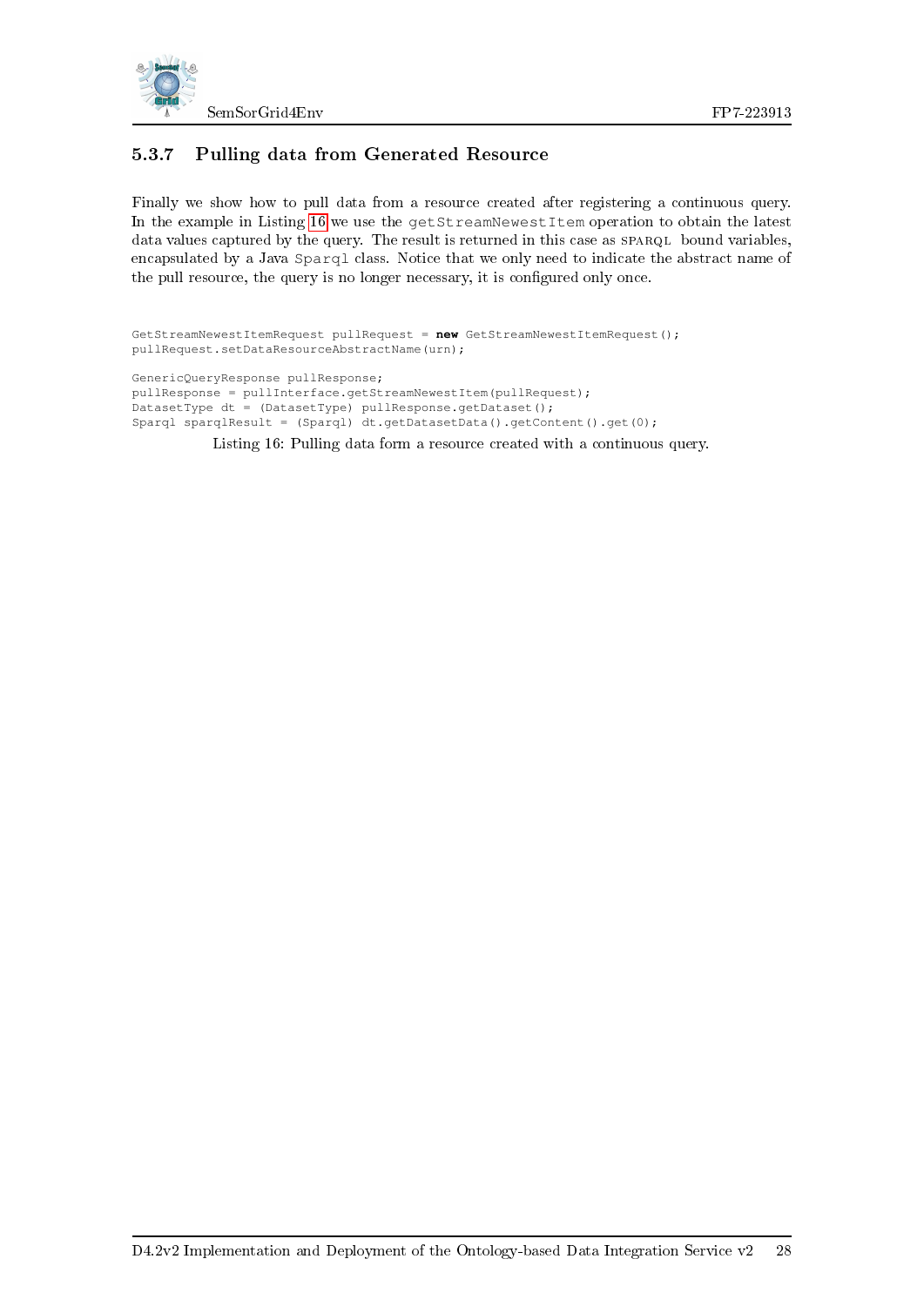### 5.3.7 Pulling data from Generated Resource

Finally we show how to pull data from a resource created after registering a continuous query. In the example in Listing 16 we use the `getStreamNewestItem` operation to obtain the latest data values captured by the query. The result is returned in this case as SPARQL bound variables, encapsulated by a Java `Sparql` class. Notice that we only need to indicate the abstract name of the pull resource, the query is no longer necessary, it is configured only once.

```
GetStreamNewestItemRequest pullRequest = new GetStreamNewestItemRequest();
pullRequest.setDataResourceAbstractName(urn);

GenericQueryResponse pullResponse;
pullResponse = pullInterface.getStreamNewestItem(pullRequest);
DatasetType dt = (DatasetType) pullResponse.getDataset();
Sparql sparqlResult = (Sparql) dt.getDatasetData().getContent().get(0);
```

Listing 16: Pulling data form a resource created with a continuous query.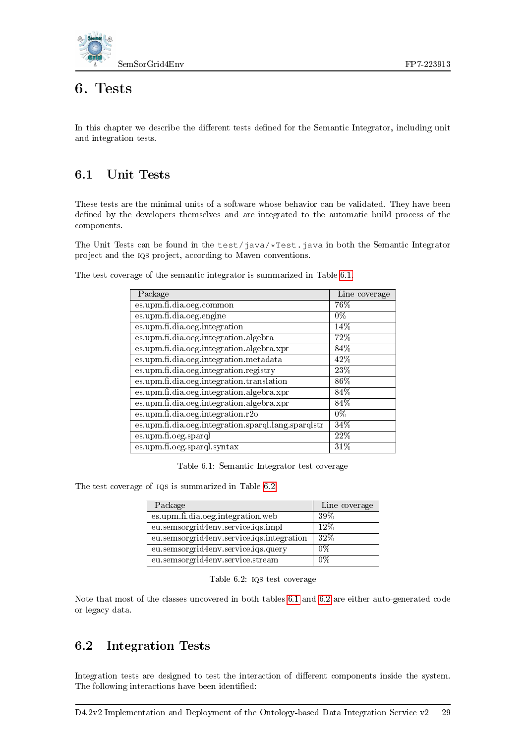# 6. Tests

In this chapter we describe the different tests defined for the Semantic Integrator, including unit and integration tests.

## 6.1 Unit Tests

These tests are the minimal units of a software whose behavior can be validated. They have been defined by the developers themselves and are integrated to the automatic build process of the components.

The Unit Tests can be found in the `test/java/*Test.java` in both the Semantic Integrator project and the IQS project, according to Maven conventions.

The test coverage of the semantic integrator is summarized in Table 6.1.

| Package | Line coverage |
|---|---|
| es.upm.fi.dia.oeg.common | 76% |
| es.upm.fi.dia.oeg.engine | 0% |
| es.upm.fi.dia.oeg.integration | 14% |
| es.upm.fi.dia.oeg.integration.algebra | 72% |
| es.upm.fi.dia.oeg.integration.algebra.xpr | 84% |
| es.upm.fi.dia.oeg.integration.metadata | 42% |
| es.upm.fi.dia.oeg.integration.registry | 23% |
| es.upm.fi.dia.oeg.integration.translation | 86% |
| es.upm.fi.dia.oeg.integration.algebra.xpr | 84% |
| es.upm.fi.dia.oeg.integration.algebra.xpr | 84% |
| es.upm.fi.dia.oeg.integration.r2o | 0% |
| es.upm.fi.dia.oeg.integration.sparql.lang.sparqlstr | 34% |
| es.upm.fi.oeg.sparql | 22% |
| es.upm.fi.oeg.sparql.syntax | 31% |

Table 6.1: Semantic Integrator test coverage

The test coverage of IQS is summarized in Table 6.2

| Package | Line coverage |
|---|---|
| es.upm.fi.dia.oeg.integration.web | 39% |
| eu.semsorgrid4env.service.iqs.impl | 12% |
| eu.semsorgrid4env.service.iqs.integration | 32% |
| eu.semsorgrid4env.service.iqs.query | 0% |
| eu.semsorgrid4env.service.stream | 0% |

Table 6.2: IQS test coverage

Note that most of the classes uncovered in both tables 6.1 and 6.2 are either auto-generated code or legacy data.

## 6.2 Integration Tests

Integration tests are designed to test the interaction of different components inside the system. The following interactions have been identified: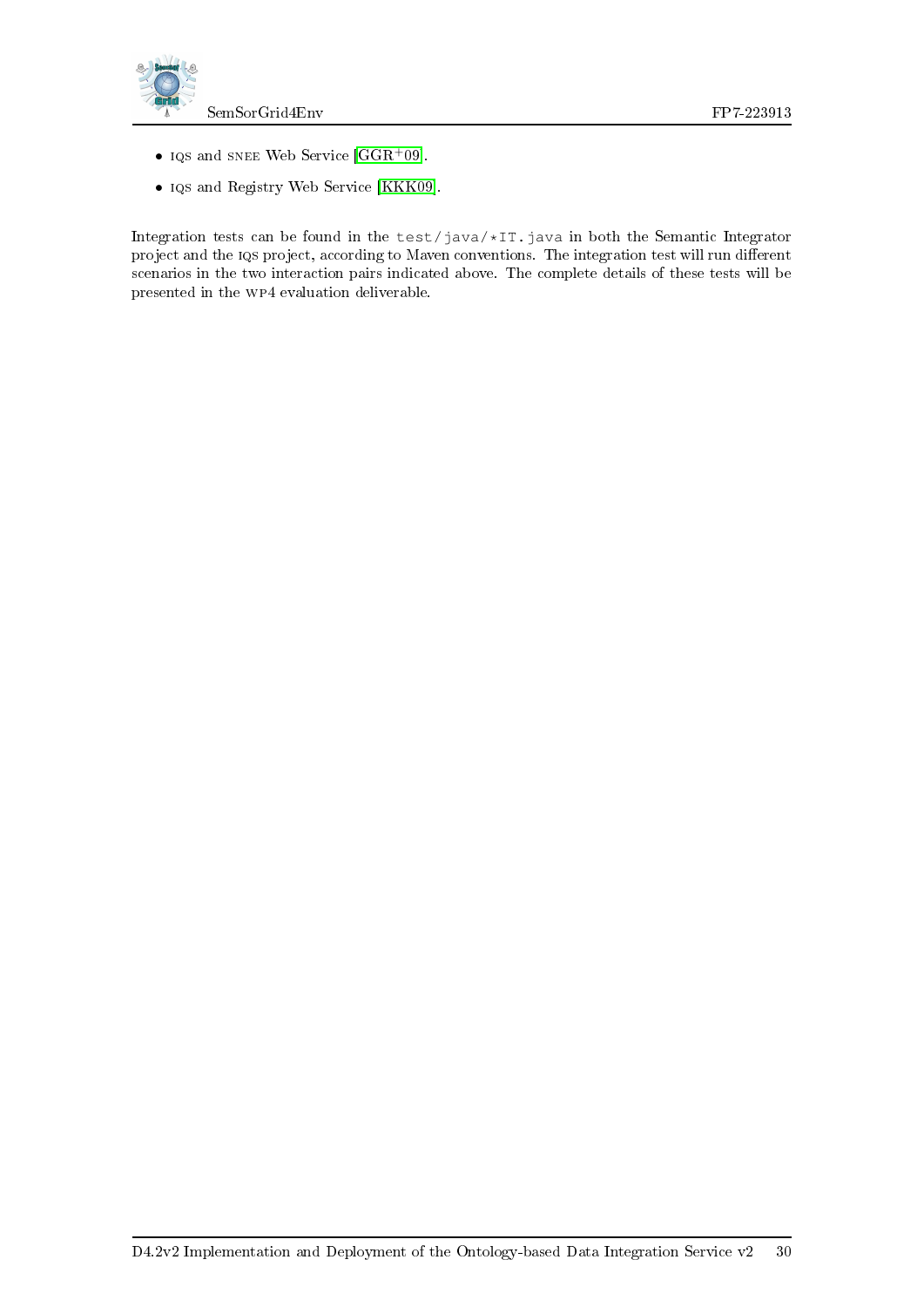- IQS and SNEE Web Service [GGR+09].
- IQS and Registry Web Service [KKK09].

Integration tests can be found in the `test/java/*IT.java` in both the Semantic Integrator project and the IQS project, according to Maven conventions. The integration test will run different scenarios in the two interaction pairs indicated above. The complete details of these tests will be presented in the WP4 evaluation deliverable.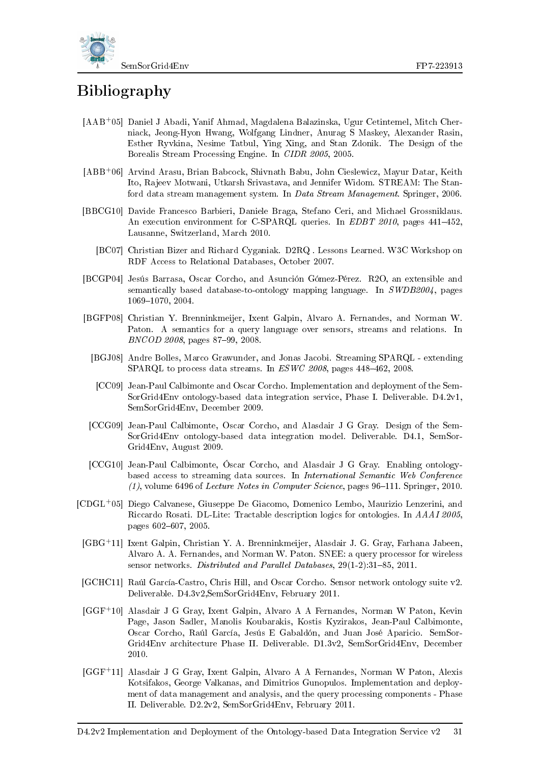# Bibliography

[AAB+05] Daniel J Abadi, Yanif Ahmad, Magdalena Balazinska, Ugur Cetintemel, Mitch Cherniack, Jeong-Hyon Hwang, Wolfgang Lindner, Anurag S Maskey, Alexander Rasin, Esther Ryvkina, Nesime Tatbul, Ying Xing, and Stan Zdonik. The Design of the Borealis Stream Processing Engine. In *CIDR 2005*, 2005.

[ABB+06] Arvind Arasu, Brian Babcock, Shivnath Babu, John Cieslewicz, Mayur Datar, Keith Ito, Rajeev Motwani, Utkarsh Srivastava, and Jennifer Widom. STREAM: The Stanford data stream management system. In *Data Stream Management*. Springer, 2006.

[BBCG10] Davide Francesco Barbieri, Daniele Braga, Stefano Ceri, and Michael Grossniklaus. An execution environment for C-SPARQL queries. In *EDBT 2010*, pages 441–452, Lausanne, Switzerland, March 2010.

[BC07] Christian Bizer and Richard Cyganiak. D2RQ . Lessons Learned. W3C Workshop on RDF Access to Relational Databases, October 2007.

[BCGP04] Jesús Barrasa, Oscar Corcho, and Asunción Gómez-Pérez. R2O, an extensible and semantically based database-to-ontology mapping language. In *SWDB2004*, pages 1069–1070, 2004.

[BGFP08] Christian Y. Brenninkmeijer, Ixent Galpin, Alvaro A. Fernandes, and Norman W. Paton. A semantics for a query language over sensors, streams and relations. In *BNCOD 2008*, pages 87–99, 2008.

[BGJ08] Andre Bolles, Marco Grawunder, and Jonas Jacobi. Streaming SPARQL - extending SPARQL to process data streams. In *ESWC 2008*, pages 448–462, 2008.

[CC09] Jean-Paul Calbimonte and Oscar Corcho. Implementation and deployment of the SemSorGrid4Env ontology-based data integration service, Phase I. Deliverable. D4.2v1, SemSorGrid4Env, December 2009.

[CCG09] Jean-Paul Calbimonte, Oscar Corcho, and Alasdair J G Gray. Design of the SemSorGrid4Env ontology-based data integration model. Deliverable. D4.1, SemSorGrid4Env, August 2009.

[CCG10] Jean-Paul Calbimonte, Óscar Corcho, and Alasdair J G Gray. Enabling ontology-based access to streaming data sources. In *International Semantic Web Conference (1)*, volume 6496 of *Lecture Notes in Computer Science*, pages 96–111. Springer, 2010.

[CDGL+05] Diego Calvanese, Giuseppe De Giacomo, Domenico Lembo, Maurizio Lenzerini, and Riccardo Rosati. DL-Lite: Tractable description logics for ontologies. In *AAAI 2005*, pages 602–607, 2005.

[GBG+11] Ixent Galpin, Christian Y. A. Brenninkmeijer, Alasdair J. G. Gray, Farhana Jabeen, Alvaro A. A. Fernandes, and Norman W. Paton. SNEE: a query processor for wireless sensor networks. *Distributed and Parallel Databases*, 29(1-2):31–85, 2011.

[GCHC11] Raúl García-Castro, Chris Hill, and Oscar Corcho. Sensor network ontology suite v2. Deliverable. D4.3v2,SemSorGrid4Env, February 2011.

[GGF+10] Alasdair J G Gray, Ixent Galpin, Alvaro A A Fernandes, Norman W Paton, Kevin Page, Jason Sadler, Manolis Koubarakis, Kostis Kyzirakos, Jean-Paul Calbimonte, Oscar Corcho, Raúl García, Jesús E Gabaldón, and Juan José Aparicio. SemSorGrid4Env architecture Phase II. Deliverable. D1.3v2, SemSorGrid4Env, December 2010.

[GGF+11] Alasdair J G Gray, Ixent Galpin, Alvaro A A Fernandes, Norman W Paton, Alexis Kotsifakos, George Valkanas, and Dimitrios Gunopulos. Implementation and deployment of data management and analysis, and the query processing components - Phase II. Deliverable. D2.2v2, SemSorGrid4Env, February 2011.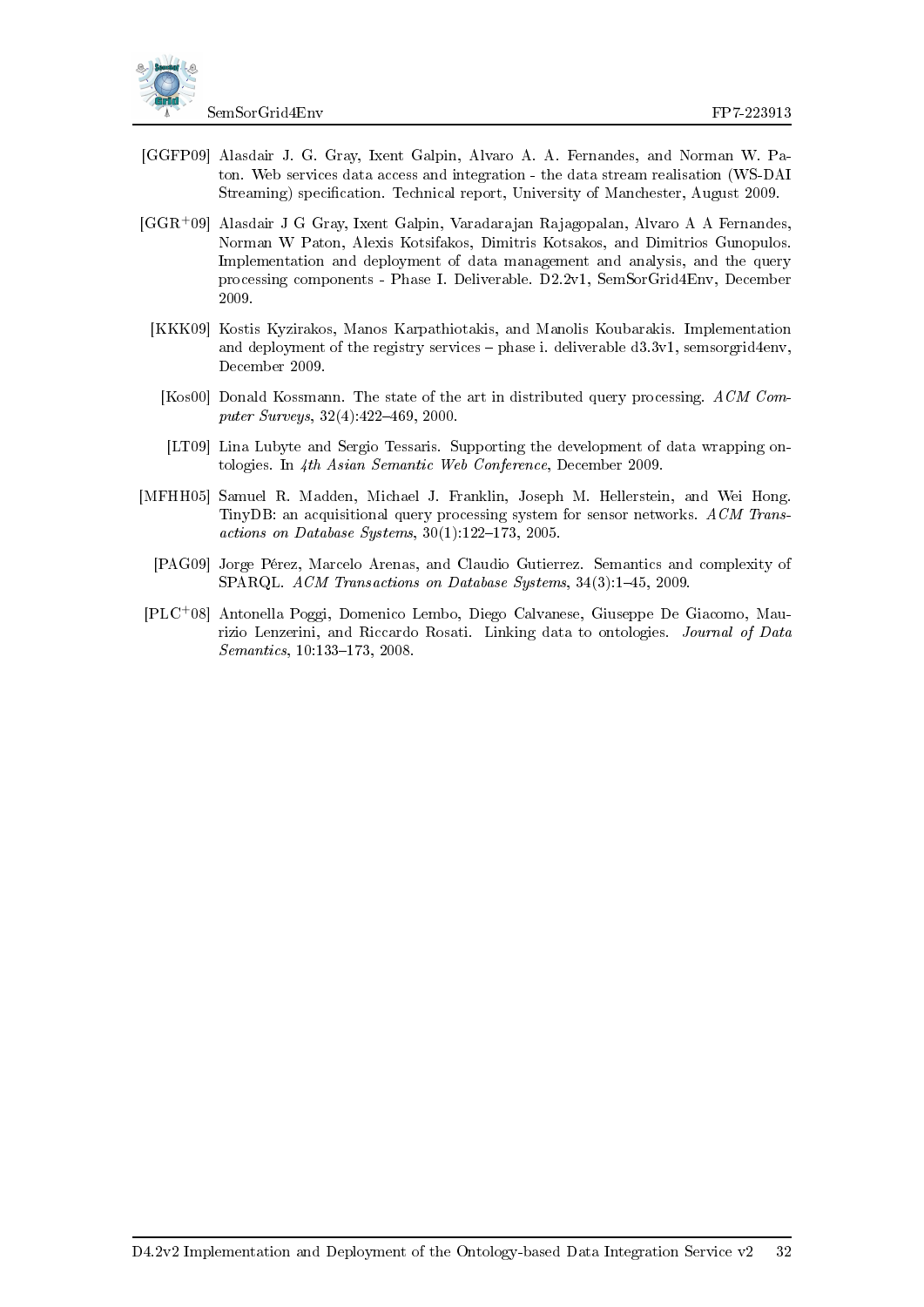[GGFP09] Alasdair J. G. Gray, Ixent Galpin, Alvaro A. A. Fernandes, and Norman W. Paton. Web services data access and integration - the data stream realisation (WS-DAI Streaming) specification. Technical report, University of Manchester, August 2009.

[GGR+09] Alasdair J G Gray, Ixent Galpin, Varadarajan Rajagopalan, Alvaro A A Fernandes, Norman W Paton, Alexis Kotsifakos, Dimitris Kotsakos, and Dimitrios Gunopulos. Implementation and deployment of data management and analysis, and the query processing components - Phase I. Deliverable. D2.2v1, SemSorGrid4Env, December 2009.

[KKK09] Kostis Kyzirakos, Manos Karpathiotakis, and Manolis Koubarakis. Implementation and deployment of the registry services – phase i. deliverable d3.3v1, semsorgrid4env, December 2009.

[Kos00] Donald Kossmann. The state of the art in distributed query processing. *ACM Computer Surveys*, 32(4):422–469, 2000.

[LT09] Lina Lubyte and Sergio Tessaris. Supporting the development of data wrapping ontologies. In *4th Asian Semantic Web Conference*, December 2009.

[MFHH05] Samuel R. Madden, Michael J. Franklin, Joseph M. Hellerstein, and Wei Hong. TinyDB: an acquisitional query processing system for sensor networks. *ACM Transactions on Database Systems*, 30(1):122–173, 2005.

[PAG09] Jorge Pérez, Marcelo Arenas, and Claudio Gutierrez. Semantics and complexity of SPARQL. *ACM Transactions on Database Systems*, 34(3):1–45, 2009.

[PLC+08] Antonella Poggi, Domenico Lembo, Diego Calvanese, Giuseppe De Giacomo, Maurizio Lenzerini, and Riccardo Rosati. Linking data to ontologies. *Journal of Data Semantics*, 10:133–173, 2008.